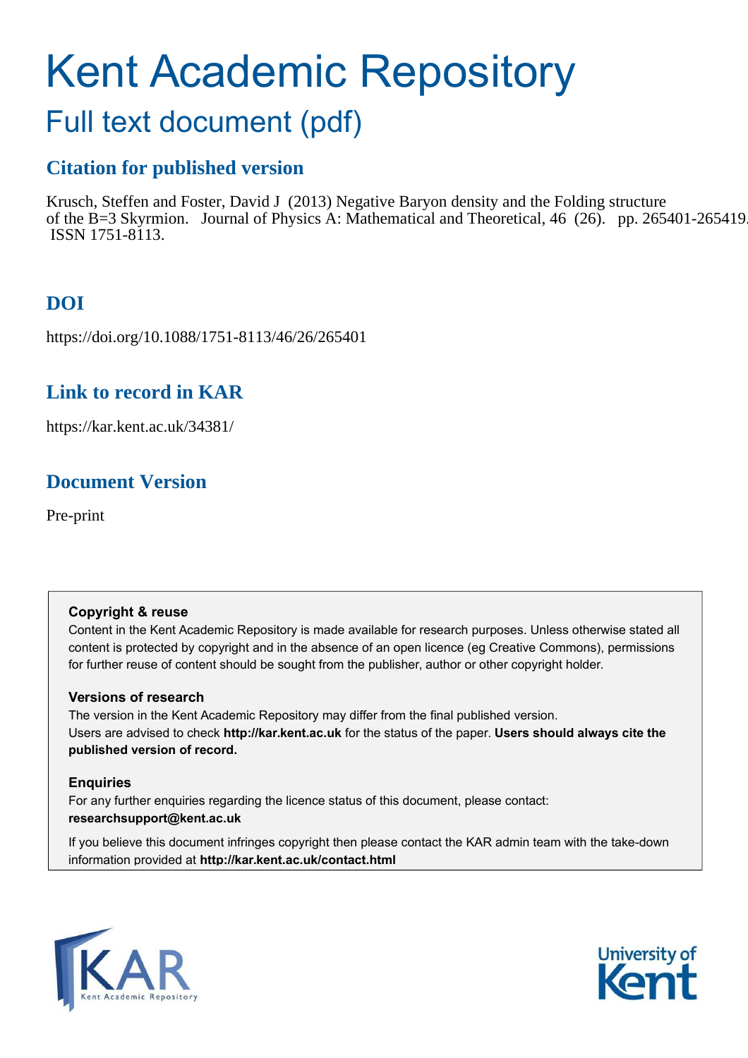# Kent Academic Repository

## Full text document (pdf)

### Citation for published version

Krusch, Steffen and Foster, David J (2013) Negative Baryon density and the Folding structure of the B=3 Skyrmion. Journal of Physics A: Mathematical and Theoretical, 46 (26). pp. 265401-265419. ISSN 1751-8113.

### DOI

https://doi.org/10.1088/1751-8113/46/26/265401

### Link to record in KAR

https://kar.kent.ac.uk/34381/

### Document Version

Pre-print

**Copyright & reuse**

Content in the Kent Academic Repository is made available for research purposes. Unless otherwise stated all content is protected by copyright and in the absence of an open licence (eg Creative Commons), permissions for further reuse of content should be sought from the publisher, author or other copyright holder.

**Versions of research**

The version in the Kent Academic Repository may differ from the final published version. Users are advised to check **http://kar.kent.ac.uk** for the status of the paper. **Users should always cite the published version of record.**

**Enquiries**

For any further enquiries regarding the licence status of this document, please contact: **researchsupport@kent.ac.uk**

If you believe this document infringes copyright then please contact the KAR admin team with the take-down information provided at **http://kar.kent.ac.uk/contact.html**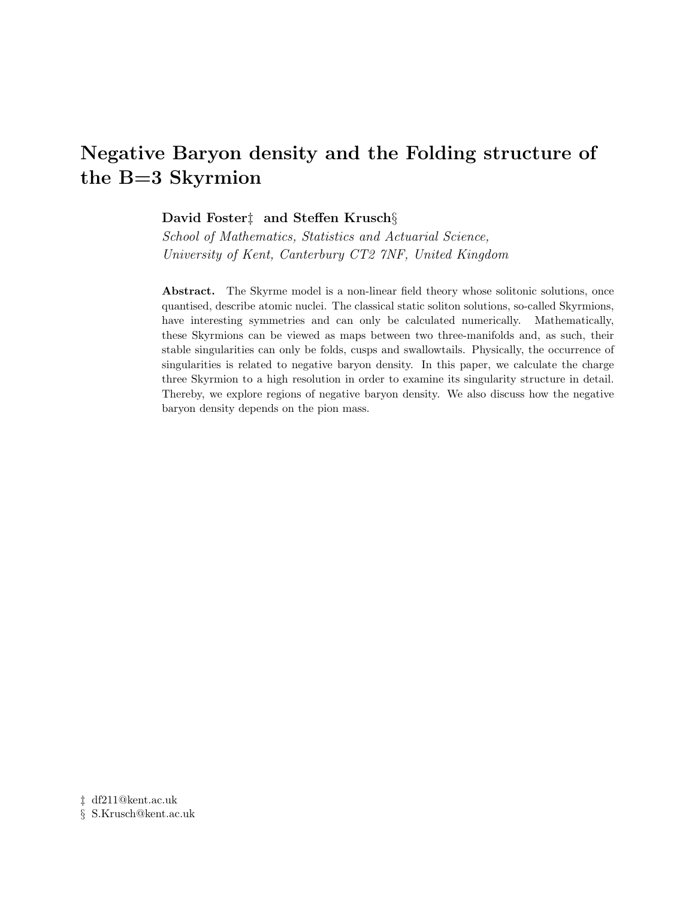# Negative Baryon density and the Folding structure of the B=3 Skyrmion

**David Foster‡ and Steffen Krusch§**

*School of Mathematics, Statistics and Actuarial Science,*
*University of Kent, Canterbury CT2 7NF, United Kingdom*

**Abstract.** The Skyrme model is a non-linear field theory whose solitonic solutions, once quantised, describe atomic nuclei. The classical static soliton solutions, so-called Skyrmions, have interesting symmetries and can only be calculated numerically. Mathematically, these Skyrmions can be viewed as maps between two three-manifolds and, as such, their stable singularities can only be folds, cusps and swallowtails. Physically, the occurrence of singularities is related to negative baryon density. In this paper, we calculate the charge three Skyrmion to a high resolution in order to examine its singularity structure in detail. Thereby, we explore regions of negative baryon density. We also discuss how the negative baryon density depends on the pion mass.

‡ df211@kent.ac.uk
§ S.Krusch@kent.ac.uk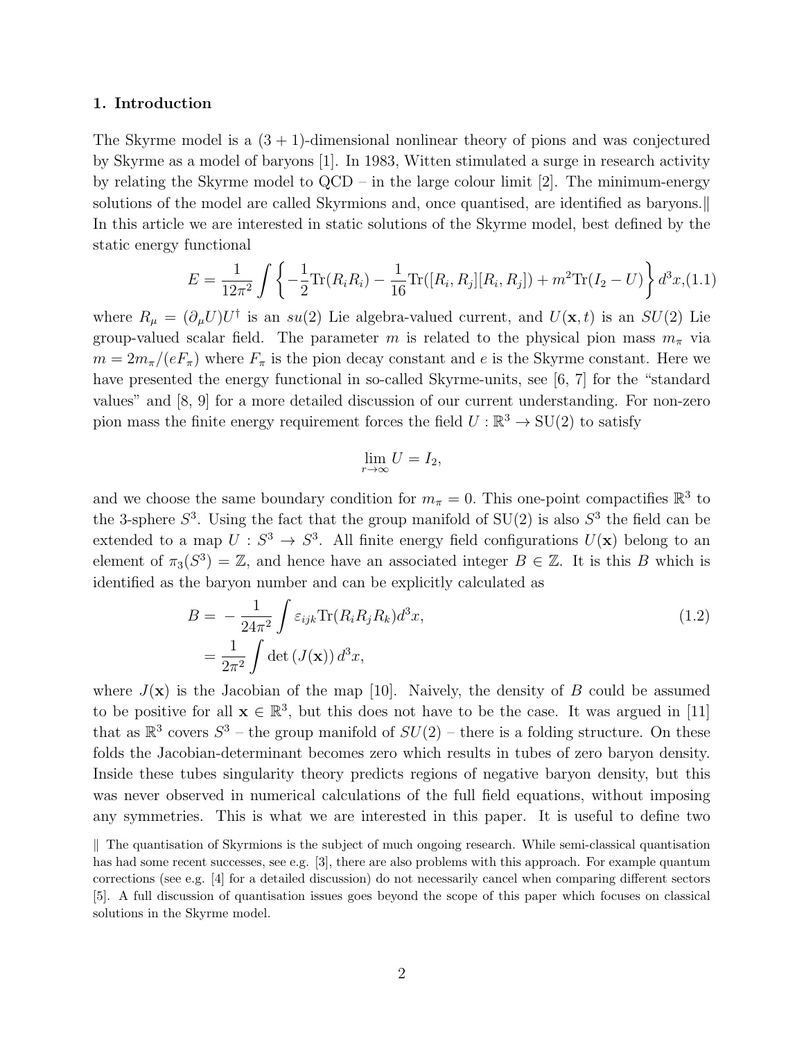## 1. Introduction

The Skyrme model is a $(3+1)$-dimensional nonlinear theory of pions and was conjectured by Skyrme as a model of baryons [1]. In 1983, Witten stimulated a surge in research activity by relating the Skyrme model to QCD – in the large colour limit [2]. The minimum-energy solutions of the model are called Skyrmions and, once quantised, are identified as baryons.‖ In this article we are interested in static solutions of the Skyrme model, best defined by the static energy functional

$$E = \frac{1}{12\pi^2} \int \left\{ -\frac{1}{2}\mathrm{Tr}(R_i R_i) - \frac{1}{16}\mathrm{Tr}([R_i, R_j][R_i, R_j]) + m^2 \mathrm{Tr}(I_2 - U) \right\} d^3x, \tag{1.1}$$

where $R_\mu = (\partial_\mu U)U^\dagger$ is an $su(2)$ Lie algebra-valued current, and $U(\mathbf{x}, t)$ is an $SU(2)$ Lie group-valued scalar field. The parameter $m$ is related to the physical pion mass $m_\pi$ via $m = 2m_\pi/(eF_\pi)$ where $F_\pi$ is the pion decay constant and $e$ is the Skyrme constant. Here we have presented the energy functional in so-called Skyrme-units, see [6, 7] for the "standard values" and [8, 9] for a more detailed discussion of our current understanding. For non-zero pion mass the finite energy requirement forces the field $U : \mathbb{R}^3 \to \mathrm{SU}(2)$ to satisfy

$$\lim_{r \to \infty} U = I_2,$$

and we choose the same boundary condition for $m_\pi = 0$. This one-point compactifies $\mathbb{R}^3$ to the 3-sphere $S^3$. Using the fact that the group manifold of SU(2) is also $S^3$ the field can be extended to a map $U : S^3 \to S^3$. All finite energy field configurations $U(\mathbf{x})$ belong to an element of $\pi_3(S^3) = \mathbb{Z}$, and hence have an associated integer $B \in \mathbb{Z}$. It is this $B$ which is identified as the baryon number and can be explicitly calculated as

$$\begin{aligned} B &= -\frac{1}{24\pi^2} \int \varepsilon_{ijk} \mathrm{Tr}(R_i R_j R_k) d^3x, \\ &= \frac{1}{2\pi^2} \int \det\left(J(\mathbf{x})\right) d^3x, \end{aligned} \tag{1.2}$$

where $J(\mathbf{x})$ is the Jacobian of the map [10]. Naively, the density of $B$ could be assumed to be positive for all $\mathbf{x} \in \mathbb{R}^3$, but this does not have to be the case. It was argued in [11] that as $\mathbb{R}^3$ covers $S^3$ – the group manifold of $SU(2)$ – there is a folding structure. On these folds the Jacobian-determinant becomes zero which results in tubes of zero baryon density. Inside these tubes singularity theory predicts regions of negative baryon density, but this was never observed in numerical calculations of the full field equations, without imposing any symmetries. This is what we are interested in this paper. It is useful to define two

‖ The quantisation of Skyrmions is the subject of much ongoing research. While semi-classical quantisation has had some recent successes, see e.g. [3], there are also problems with this approach. For example quantum corrections (see e.g. [4] for a detailed discussion) do not necessarily cancel when comparing different sectors [5]. A full discussion of quantisation issues goes beyond the scope of this paper which focuses on classical solutions in the Skyrme model.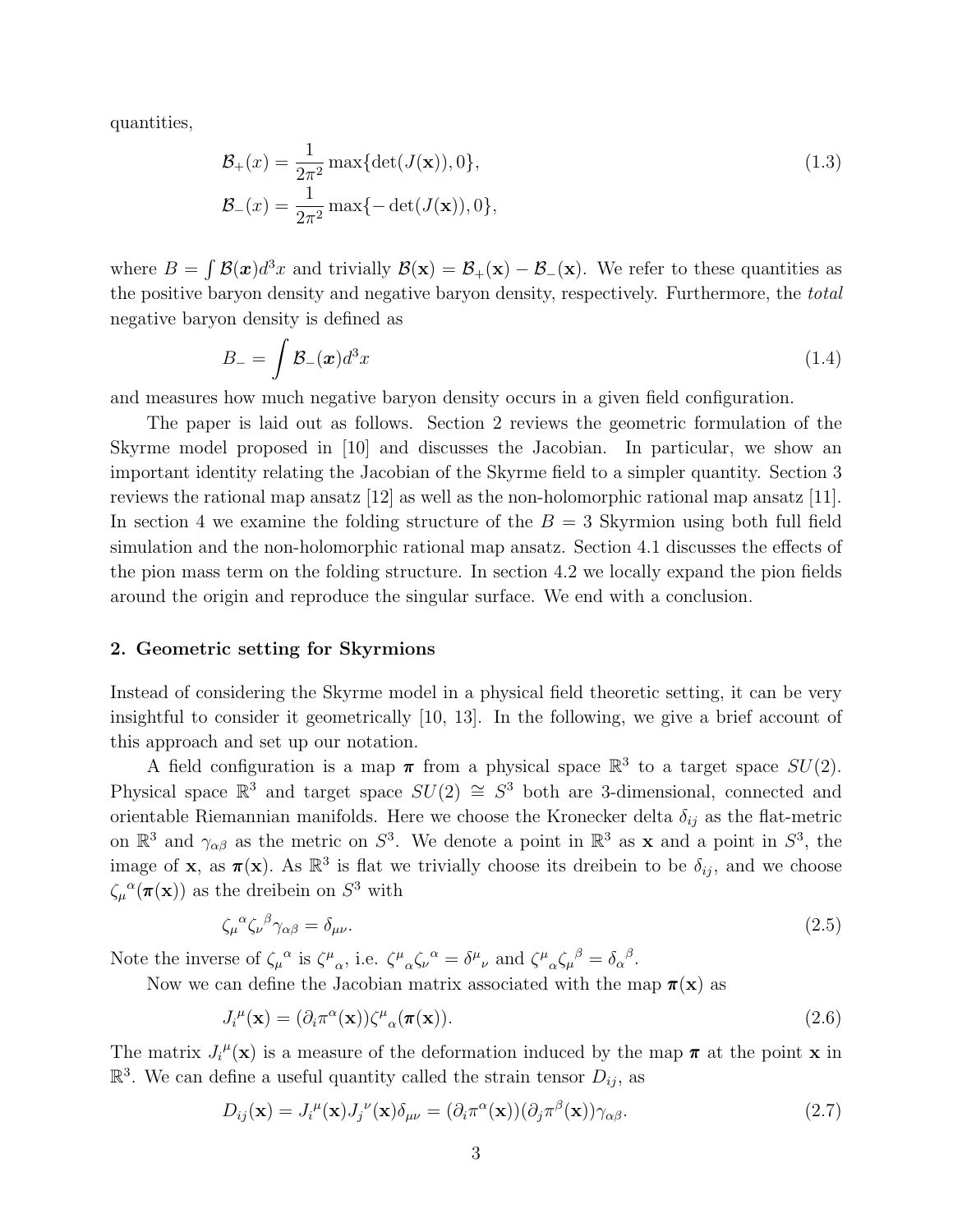quantities,

$$\mathcal{B}_+(x) = \frac{1}{2\pi^2}\max\{\det(J(\mathbf{x})), 0\}, \tag{1.3}$$
$$\mathcal{B}_-(x) = \frac{1}{2\pi^2}\max\{-\det(J(\mathbf{x})), 0\},$$

where $B = \int \mathcal{B}(\boldsymbol{x})d^3x$ and trivially $\mathcal{B}(\mathbf{x}) = \mathcal{B}_+(\mathbf{x}) - \mathcal{B}_-(\mathbf{x})$. We refer to these quantities as the positive baryon density and negative baryon density, respectively. Furthermore, the *total* negative baryon density is defined as

$$B_- = \int \mathcal{B}_-(\boldsymbol{x})d^3x \tag{1.4}$$

and measures how much negative baryon density occurs in a given field configuration.

The paper is laid out as follows. Section 2 reviews the geometric formulation of the Skyrme model proposed in [10] and discusses the Jacobian. In particular, we show an important identity relating the Jacobian of the Skyrme field to a simpler quantity. Section 3 reviews the rational map ansatz [12] as well as the non-holomorphic rational map ansatz [11]. In section 4 we examine the folding structure of the $B = 3$ Skyrmion using both full field simulation and the non-holomorphic rational map ansatz. Section 4.1 discusses the effects of the pion mass term on the folding structure. In section 4.2 we locally expand the pion fields around the origin and reproduce the singular surface. We end with a conclusion.

## 2. Geometric setting for Skyrmions

Instead of considering the Skyrme model in a physical field theoretic setting, it can be very insightful to consider it geometrically [10, 13]. In the following, we give a brief account of this approach and set up our notation.

A field configuration is a map $\boldsymbol{\pi}$ from a physical space $\mathbb{R}^3$ to a target space $SU(2)$. Physical space $\mathbb{R}^3$ and target space $SU(2) \cong S^3$ both are 3-dimensional, connected and orientable Riemannian manifolds. Here we choose the Kronecker delta $\delta_{ij}$ as the flat-metric on $\mathbb{R}^3$ and $\gamma_{\alpha\beta}$ as the metric on $S^3$. We denote a point in $\mathbb{R}^3$ as $\mathbf{x}$ and a point in $S^3$, the image of $\mathbf{x}$, as $\boldsymbol{\pi}(\mathbf{x})$. As $\mathbb{R}^3$ is flat we trivially choose its dreibein to be $\delta_{ij}$, and we choose ${\zeta_\mu}^\alpha(\boldsymbol{\pi}(\mathbf{x}))$ as the dreibein on $S^3$ with

$${\zeta_\mu}^\alpha {\zeta_\nu}^\beta \gamma_{\alpha\beta} = \delta_{\mu\nu}. \tag{2.5}$$

Note the inverse of ${\zeta_\mu}^\alpha$ is ${\zeta^\mu}_\alpha$, i.e. ${\zeta^\mu}_\alpha {\zeta_\nu}^\alpha = {\delta^\mu}_\nu$ and ${\zeta^\mu}_\alpha {\zeta_\mu}^\beta = {\delta_\alpha}^\beta$.

Now we can define the Jacobian matrix associated with the map $\boldsymbol{\pi}(\mathbf{x})$ as

$${J_i}^\mu(\mathbf{x}) = (\partial_i \pi^\alpha(\mathbf{x})){\zeta^\mu}_\alpha(\boldsymbol{\pi}(\mathbf{x})). \tag{2.6}$$

The matrix ${J_i}^\mu(\mathbf{x})$ is a measure of the deformation induced by the map $\boldsymbol{\pi}$ at the point $\mathbf{x}$ in $\mathbb{R}^3$. We can define a useful quantity called the strain tensor $D_{ij}$, as

$$D_{ij}(\mathbf{x}) = {J_i}^\mu(\mathbf{x}){J_j}^\nu(\mathbf{x})\delta_{\mu\nu} = (\partial_i \pi^\alpha(\mathbf{x}))(\partial_j \pi^\beta(\mathbf{x}))\gamma_{\alpha\beta}. \tag{2.7}$$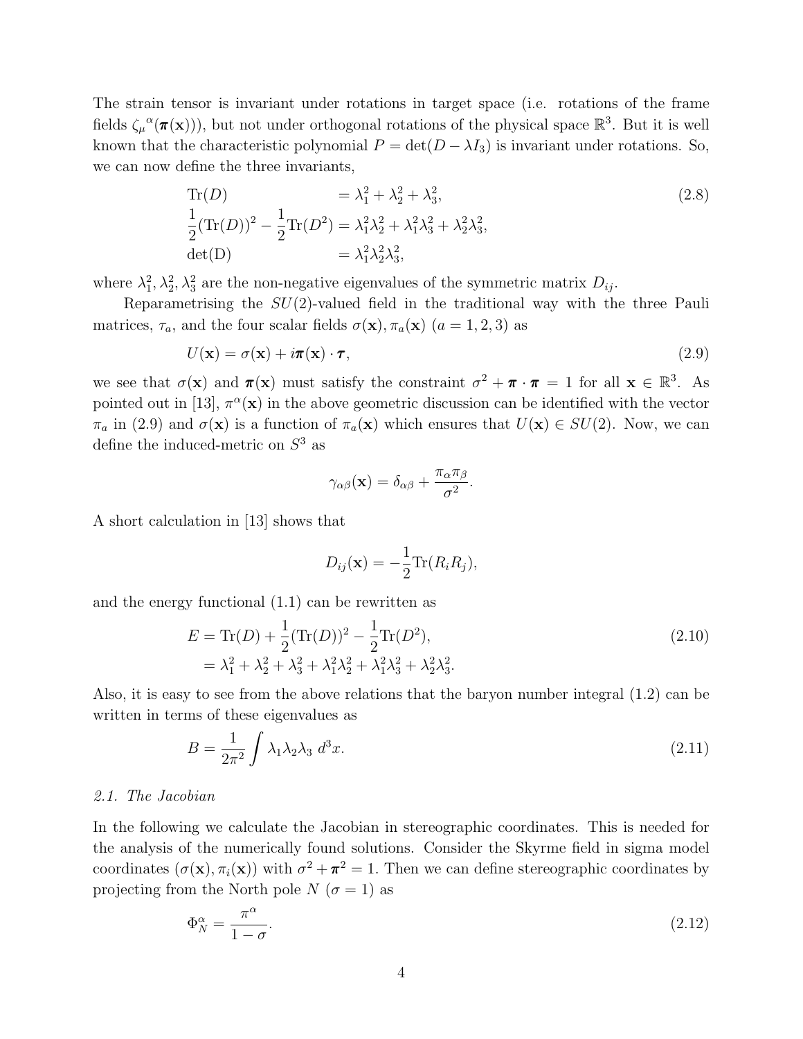The strain tensor is invariant under rotations in target space (i.e. rotations of the frame fields ${\zeta_\mu}^\alpha(\boldsymbol{\pi}(\mathbf{x}))$), but not under orthogonal rotations of the physical space $\mathbb{R}^3$. But it is well known that the characteristic polynomial $P = \det(D - \lambda I_3)$ is invariant under rotations. So, we can now define the three invariants,

$$
\begin{aligned}
\mathrm{Tr}(D) &= \lambda_1^2 + \lambda_2^2 + \lambda_3^2, \\
\frac{1}{2}(\mathrm{Tr}(D))^2 - \frac{1}{2}\mathrm{Tr}(D^2) &= \lambda_1^2\lambda_2^2 + \lambda_1^2\lambda_3^2 + \lambda_2^2\lambda_3^2, \\
\det(\mathrm{D}) &= \lambda_1^2\lambda_2^2\lambda_3^2,
\end{aligned}
\tag{2.8}
$$

where $\lambda_1^2, \lambda_2^2, \lambda_3^2$ are the non-negative eigenvalues of the symmetric matrix $D_{ij}$.

Reparametrising the $SU(2)$-valued field in the traditional way with the three Pauli matrices, $\tau_a$, and the four scalar fields $\sigma(\mathbf{x}), \pi_a(\mathbf{x})$ $(a = 1, 2, 3)$ as

$$
U(\mathbf{x}) = \sigma(\mathbf{x}) + i\boldsymbol{\pi}(\mathbf{x}) \cdot \boldsymbol{\tau}, \tag{2.9}
$$

we see that $\sigma(\mathbf{x})$ and $\boldsymbol{\pi}(\mathbf{x})$ must satisfy the constraint $\sigma^2 + \boldsymbol{\pi} \cdot \boldsymbol{\pi} = 1$ for all $\mathbf{x} \in \mathbb{R}^3$. As pointed out in [13], $\pi^\alpha(\mathbf{x})$ in the above geometric discussion can be identified with the vector $\pi_a$ in (2.9) and $\sigma(\mathbf{x})$ is a function of $\pi_a(\mathbf{x})$ which ensures that $U(\mathbf{x}) \in SU(2)$. Now, we can define the induced-metric on $S^3$ as

$$
\gamma_{\alpha\beta}(\mathbf{x}) = \delta_{\alpha\beta} + \frac{\pi_\alpha \pi_\beta}{\sigma^2}.
$$

A short calculation in [13] shows that

$$
D_{ij}(\mathbf{x}) = -\frac{1}{2}\mathrm{Tr}(R_i R_j),
$$

and the energy functional (1.1) can be rewritten as

$$
\begin{aligned}
E &= \mathrm{Tr}(D) + \frac{1}{2}(\mathrm{Tr}(D))^2 - \frac{1}{2}\mathrm{Tr}(D^2), \\
&= \lambda_1^2 + \lambda_2^2 + \lambda_3^2 + \lambda_1^2\lambda_2^2 + \lambda_1^2\lambda_3^2 + \lambda_2^2\lambda_3^2.
\end{aligned}
\tag{2.10}
$$

Also, it is easy to see from the above relations that the baryon number integral (1.2) can be written in terms of these eigenvalues as

$$
B = \frac{1}{2\pi^2} \int \lambda_1 \lambda_2 \lambda_3 \; d^3x. \tag{2.11}
$$

### *2.1. The Jacobian*

In the following we calculate the Jacobian in stereographic coordinates. This is needed for the analysis of the numerically found solutions. Consider the Skyrme field in sigma model coordinates $(\sigma(\mathbf{x}), \pi_i(\mathbf{x}))$ with $\sigma^2 + \boldsymbol{\pi}^2 = 1$. Then we can define stereographic coordinates by projecting from the North pole $N$ $(\sigma = 1)$ as

$$
\Phi_N^\alpha = \frac{\pi^\alpha}{1 - \sigma}. \tag{2.12}
$$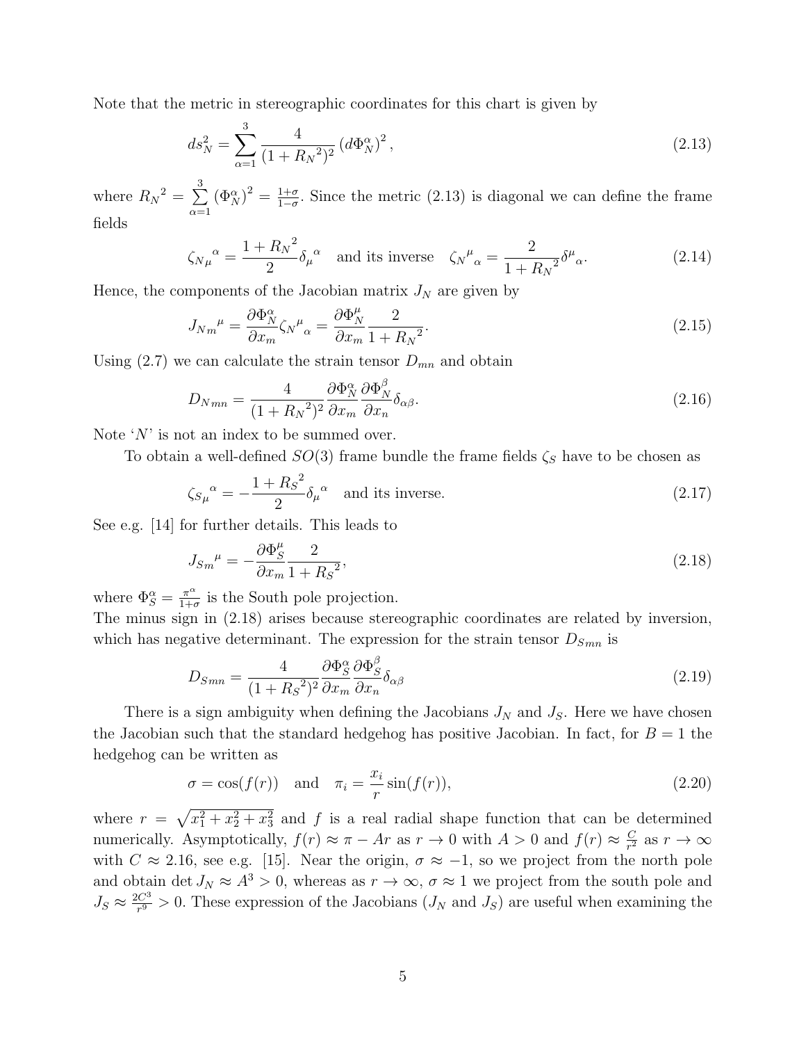Note that the metric in stereographic coordinates for this chart is given by

$$ds_N^2 = \sum_{\alpha=1}^{3} \frac{4}{(1+{R_N}^2)^2} \left(d\Phi_N^\alpha\right)^2, \tag{2.13}$$

where ${R_N}^2 = \sum_{\alpha=1}^{3} \left(\Phi_N^\alpha\right)^2 = \frac{1+\sigma}{1-\sigma}$. Since the metric (2.13) is diagonal we can define the frame fields

$${\zeta_N}_\mu{}^\alpha = \frac{1+{R_N}^2}{2} \delta_\mu{}^\alpha \quad \text{and its inverse} \quad {\zeta_N}^\mu{}_\alpha = \frac{2}{1+{R_N}^2} \delta^\mu{}_\alpha. \tag{2.14}$$

Hence, the components of the Jacobian matrix $J_N$ are given by

$${J_N}_m{}^\mu = \frac{\partial \Phi_N^\alpha}{\partial x_m} {\zeta_N}^\mu{}_\alpha = \frac{\partial \Phi_N^\mu}{\partial x_m} \frac{2}{1+{R_N}^2}. \tag{2.15}$$

Using (2.7) we can calculate the strain tensor $D_{mn}$ and obtain

$${D_N}_{mn} = \frac{4}{(1+{R_N}^2)^2} \frac{\partial \Phi_N^\alpha}{\partial x_m} \frac{\partial \Phi_N^\beta}{\partial x_n} \delta_{\alpha\beta}. \tag{2.16}$$

Note '$N$' is not an index to be summed over.

To obtain a well-defined $SO(3)$ frame bundle the frame fields $\zeta_S$ have to be chosen as

$${\zeta_S}_\mu{}^\alpha = -\frac{1+{R_S}^2}{2} \delta_\mu{}^\alpha \quad \text{and its inverse.} \tag{2.17}$$

See e.g. [14] for further details. This leads to

$${J_S}_m{}^\mu = -\frac{\partial \Phi_S^\mu}{\partial x_m} \frac{2}{1+{R_S}^2}, \tag{2.18}$$

where $\Phi_S^\alpha = \frac{\pi^\alpha}{1+\sigma}$ is the South pole projection.
The minus sign in (2.18) arises because stereographic coordinates are related by inversion, which has negative determinant. The expression for the strain tensor ${D_S}_{mn}$ is

$${D_S}_{mn} = \frac{4}{(1+{R_S}^2)^2} \frac{\partial \Phi_S^\alpha}{\partial x_m} \frac{\partial \Phi_S^\beta}{\partial x_n} \delta_{\alpha\beta} \tag{2.19}$$

There is a sign ambiguity when defining the Jacobians $J_N$ and $J_S$. Here we have chosen the Jacobian such that the standard hedgehog has positive Jacobian. In fact, for $B = 1$ the hedgehog can be written as

$$\sigma = \cos(f(r)) \quad \text{and} \quad \pi_i = \frac{x_i}{r} \sin(f(r)), \tag{2.20}$$

where $r = \sqrt{x_1^2 + x_2^2 + x_3^2}$ and $f$ is a real radial shape function that can be determined numerically. Asymptotically, $f(r) \approx \pi - Ar$ as $r \to 0$ with $A > 0$ and $f(r) \approx \frac{C}{r^2}$ as $r \to \infty$ with $C \approx 2.16$, see e.g. [15]. Near the origin, $\sigma \approx -1$, so we project from the north pole and obtain $\det J_N \approx A^3 > 0$, whereas as $r \to \infty$, $\sigma \approx 1$ we project from the south pole and $J_S \approx \frac{2C^3}{r^9} > 0$. These expression of the Jacobians ($J_N$ and $J_S$) are useful when examining the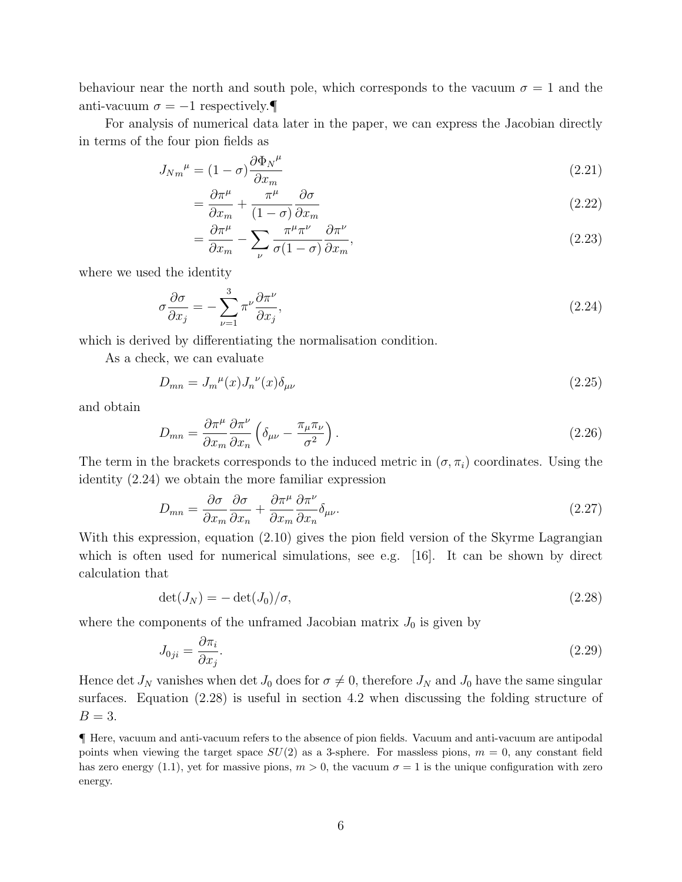behaviour near the north and south pole, which corresponds to the vacuum $\sigma = 1$ and the anti-vacuum $\sigma = -1$ respectively.¶

For analysis of numerical data later in the paper, we can express the Jacobian directly in terms of the four pion fields as

$$
J_{Nm}{}^{\mu} = (1-\sigma)\frac{\partial \Phi_N{}^{\mu}}{\partial x_m} \tag{2.21}
$$

$$
= \frac{\partial \pi^{\mu}}{\partial x_m} + \frac{\pi^{\mu}}{(1-\sigma)}\frac{\partial \sigma}{\partial x_m} \tag{2.22}
$$

$$
= \frac{\partial \pi^{\mu}}{\partial x_m} - \sum_{\nu} \frac{\pi^{\mu}\pi^{\nu}}{\sigma(1-\sigma)}\frac{\partial \pi^{\nu}}{\partial x_m}, \tag{2.23}
$$

where we used the identity

$$
\sigma \frac{\partial \sigma}{\partial x_j} = -\sum_{\nu=1}^{3} \pi^{\nu}\frac{\partial \pi^{\nu}}{\partial x_j}, \tag{2.24}
$$

which is derived by differentiating the normalisation condition.

As a check, we can evaluate

$$
D_{mn} = J_m{}^{\mu}(x) J_n{}^{\nu}(x)\delta_{\mu\nu} \tag{2.25}
$$

and obtain

$$
D_{mn} = \frac{\partial \pi^{\mu}}{\partial x_m}\frac{\partial \pi^{\nu}}{\partial x_n}\left(\delta_{\mu\nu} - \frac{\pi_{\mu}\pi_{\nu}}{\sigma^2}\right). \tag{2.26}
$$

The term in the brackets corresponds to the induced metric in $(\sigma, \pi_i)$ coordinates. Using the identity (2.24) we obtain the more familiar expression

$$
D_{mn} = \frac{\partial \sigma}{\partial x_m}\frac{\partial \sigma}{\partial x_n} + \frac{\partial \pi^{\mu}}{\partial x_m}\frac{\partial \pi^{\nu}}{\partial x_n}\delta_{\mu\nu}. \tag{2.27}
$$

With this expression, equation (2.10) gives the pion field version of the Skyrme Lagrangian which is often used for numerical simulations, see e.g. [16]. It can be shown by direct calculation that

$$
\det(J_N) = -\det(J_0)/\sigma, \tag{2.28}
$$

where the components of the unframed Jacobian matrix $J_0$ is given by

$$
J_{0ji} = \frac{\partial \pi_i}{\partial x_j}. \tag{2.29}
$$

Hence $\det J_N$ vanishes when $\det J_0$ does for $\sigma \neq 0$, therefore $J_N$ and $J_0$ have the same singular surfaces. Equation (2.28) is useful in section 4.2 when discussing the folding structure of $B = 3$.

¶ Here, vacuum and anti-vacuum refers to the absence of pion fields. Vacuum and anti-vacuum are antipodal points when viewing the target space $SU(2)$ as a 3-sphere. For massless pions, $m = 0$, any constant field has zero energy (1.1), yet for massive pions, $m > 0$, the vacuum $\sigma = 1$ is the unique configuration with zero energy.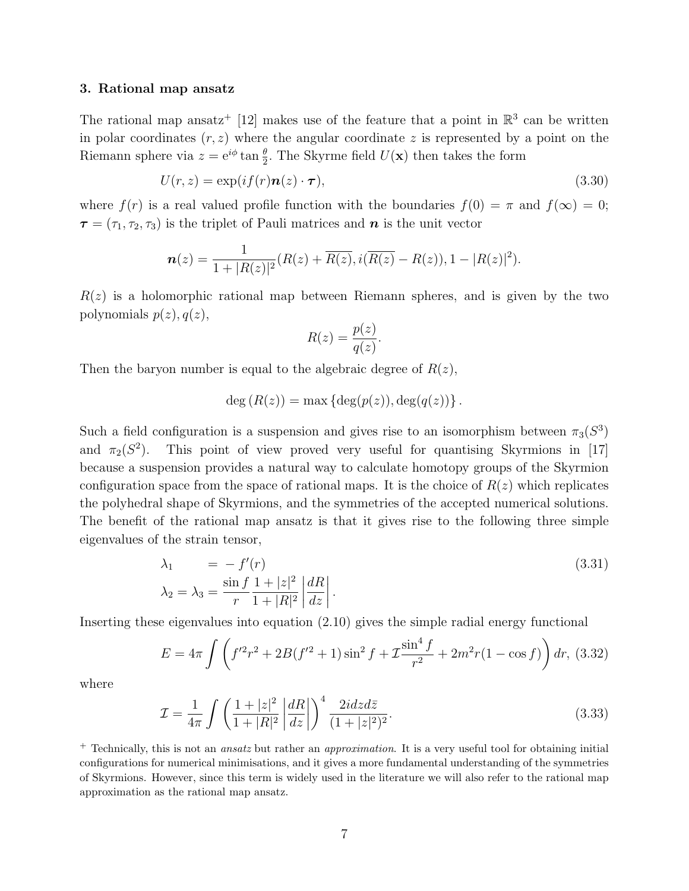### 3. Rational map ansatz

The rational map ansatz[+] [12] makes use of the feature that a point in $\mathbb{R}^3$ can be written in polar coordinates $(r, z)$ where the angular coordinate $z$ is represented by a point on the Riemann sphere via $z = e^{i\phi} \tan \frac{\theta}{2}$. The Skyrme field $U(\mathbf{x})$ then takes the form

$$U(r, z) = \exp(if(r)\boldsymbol{n}(z) \cdot \boldsymbol{\tau}), \tag{3.30}$$

where $f(r)$ is a real valued profile function with the boundaries $f(0) = \pi$ and $f(\infty) = 0$; $\boldsymbol{\tau} = (\tau_1, \tau_2, \tau_3)$ is the triplet of Pauli matrices and $\boldsymbol{n}$ is the unit vector

$$\boldsymbol{n}(z) = \frac{1}{1 + |R(z)|^2}(R(z) + \overline{R(z)}, i(\overline{R(z)} - R(z)), 1 - |R(z)|^2).$$

$R(z)$ is a holomorphic rational map between Riemann spheres, and is given by the two polynomials $p(z), q(z)$,

$$R(z) = \frac{p(z)}{q(z)}.$$

Then the baryon number is equal to the algebraic degree of $R(z)$,

$$\deg (R(z)) = \max \{\deg(p(z)), \deg(q(z))\}.$$

Such a field configuration is a suspension and gives rise to an isomorphism between $\pi_3(S^3)$ and $\pi_2(S^2)$. This point of view proved very useful for quantising Skyrmions in [17] because a suspension provides a natural way to calculate homotopy groups of the Skyrmion configuration space from the space of rational maps. It is the choice of $R(z)$ which replicates the polyhedral shape of Skyrmions, and the symmetries of the accepted numerical solutions. The benefit of the rational map ansatz is that it gives rise to the following three simple eigenvalues of the strain tensor,

$$\begin{aligned} \lambda_1 \quad &= -f'(r) \\ \lambda_2 = \lambda_3 &= \frac{\sin f}{r} \frac{1 + |z|^2}{1 + |R|^2} \left| \frac{dR}{dz} \right|. \end{aligned} \tag{3.31}$$

Inserting these eigenvalues into equation (2.10) gives the simple radial energy functional

$$E = 4\pi \int \left( f'^2 r^2 + 2B(f'^2 + 1) \sin^2 f + \mathcal{I} \frac{\sin^4 f}{r^2} + 2m^2 r(1 - \cos f) \right) dr, \tag{3.32}$$

where

$$\mathcal{I} = \frac{1}{4\pi} \int \left( \frac{1 + |z|^2}{1 + |R|^2} \left| \frac{dR}{dz} \right| \right)^4 \frac{2i dz d\bar{z}}{(1 + |z|^2)^2}. \tag{3.33}$$

[+] Technically, this is not an *ansatz* but rather an *approximation*. It is a very useful tool for obtaining initial configurations for numerical minimisations, and it gives a more fundamental understanding of the symmetries of Skyrmions. However, since this term is widely used in the literature we will also refer to the rational map approximation as the rational map ansatz.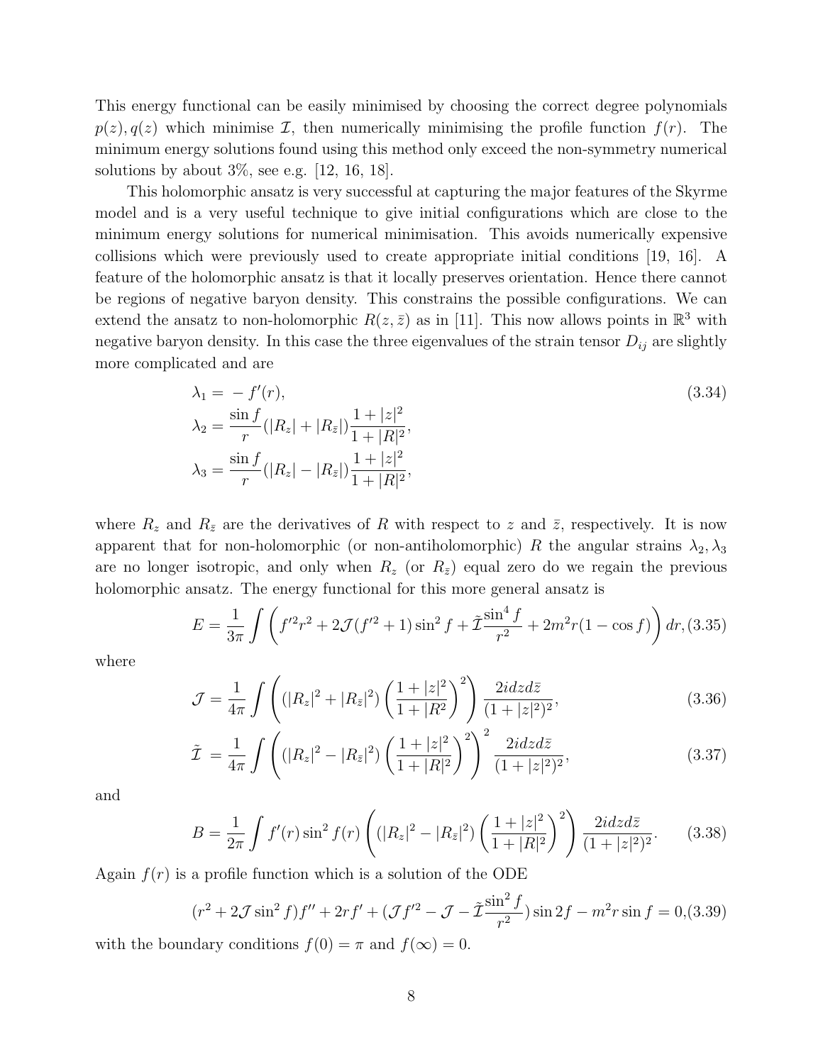This energy functional can be easily minimised by choosing the correct degree polynomials $p(z), q(z)$ which minimise $\mathcal{I}$, then numerically minimising the profile function $f(r)$. The minimum energy solutions found using this method only exceed the non-symmetry numerical solutions by about 3%, see e.g. [12, 16, 18].

This holomorphic ansatz is very successful at capturing the major features of the Skyrme model and is a very useful technique to give initial configurations which are close to the minimum energy solutions for numerical minimisation. This avoids numerically expensive collisions which were previously used to create appropriate initial conditions [19, 16]. A feature of the holomorphic ansatz is that it locally preserves orientation. Hence there cannot be regions of negative baryon density. This constrains the possible configurations. We can extend the ansatz to non-holomorphic $R(z, \bar{z})$ as in [11]. This now allows points in $\mathbb{R}^3$ with negative baryon density. In this case the three eigenvalues of the strain tensor $D_{ij}$ are slightly more complicated and are

$$
\begin{aligned}
\lambda_1 &= -f'(r), \\
\lambda_2 &= \frac{\sin f}{r}(|R_z| + |R_{\bar{z}}|)\frac{1+|z|^2}{1+|R|^2}, \\
\lambda_3 &= \frac{\sin f}{r}(|R_z| - |R_{\bar{z}}|)\frac{1+|z|^2}{1+|R|^2},
\end{aligned}
\tag{3.34}
$$

where $R_z$ and $R_{\bar{z}}$ are the derivatives of $R$ with respect to $z$ and $\bar{z}$, respectively. It is now apparent that for non-holomorphic (or non-antiholomorphic) $R$ the angular strains $\lambda_2, \lambda_3$ are no longer isotropic, and only when $R_z$ (or $R_{\bar{z}}$) equal zero do we regain the previous holomorphic ansatz. The energy functional for this more general ansatz is

$$
E = \frac{1}{3\pi}\int \left( f'^2 r^2 + 2\mathcal{J}(f'^2+1)\sin^2 f + \tilde{\mathcal{I}}\frac{\sin^4 f}{r^2} + 2m^2 r(1-\cos f) \right) dr, \tag{3.35}
$$

where

$$
\mathcal{J} = \frac{1}{4\pi}\int \left( (|R_z|^2 + |R_{\bar{z}}|^2)\left(\frac{1+|z|^2}{1+|R^2}\right)^2 \right) \frac{2i dz d\bar{z}}{(1+|z|^2)^2}, \tag{3.36}
$$

$$
\tilde{\mathcal{I}} = \frac{1}{4\pi}\int \left( (|R_z|^2 - |R_{\bar{z}}|^2)\left(\frac{1+|z|^2}{1+|R|^2}\right)^2 \right)^2 \frac{2i dz d\bar{z}}{(1+|z|^2)^2}, \tag{3.37}
$$

and

$$
B = \frac{1}{2\pi}\int f'(r)\sin^2 f(r)\left( (|R_z|^2 - |R_{\bar{z}}|^2)\left(\frac{1+|z|^2}{1+|R|^2}\right)^2 \right) \frac{2i dz d\bar{z}}{(1+|z|^2)^2}. \tag{3.38}
$$

Again $f(r)$ is a profile function which is a solution of the ODE

$$
(r^2 + 2\mathcal{J}\sin^2 f)f'' + 2rf' + (\mathcal{J}f'^2 - \mathcal{J} - \tilde{\mathcal{I}}\frac{\sin^2 f}{r^2})\sin 2f - m^2 r\sin f = 0, \tag{3.39}
$$

with the boundary conditions $f(0) = \pi$ and $f(\infty) = 0$.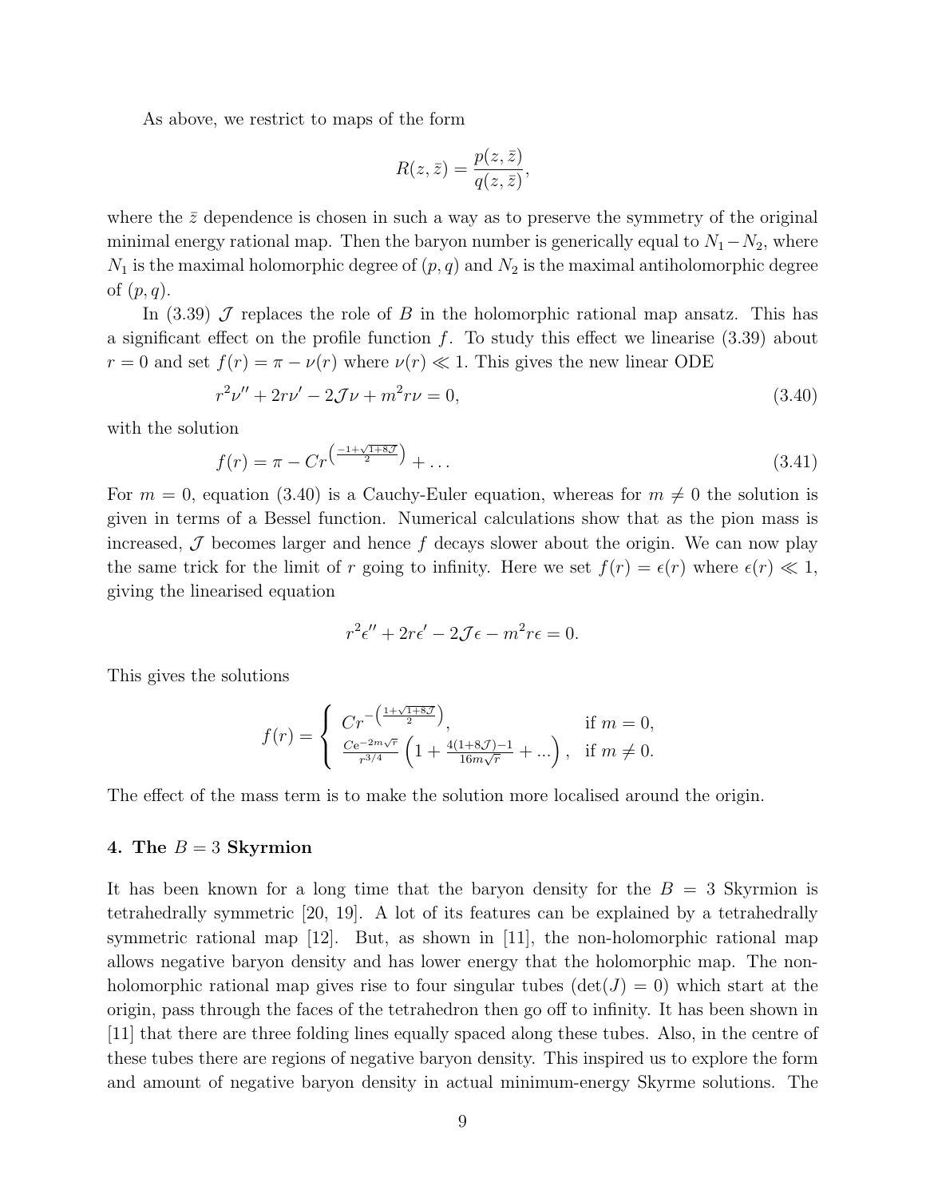As above, we restrict to maps of the form

$$R(z, \bar{z}) = \frac{p(z, \bar{z})}{q(z, \bar{z})},$$

where the $\bar{z}$ dependence is chosen in such a way as to preserve the symmetry of the original minimal energy rational map. Then the baryon number is generically equal to $N_1 - N_2$, where $N_1$ is the maximal holomorphic degree of $(p, q)$ and $N_2$ is the maximal antiholomorphic degree of $(p, q)$.

In (3.39) $\mathcal{J}$ replaces the role of $B$ in the holomorphic rational map ansatz. This has a significant effect on the profile function $f$. To study this effect we linearise (3.39) about $r = 0$ and set $f(r) = \pi - \nu(r)$ where $\nu(r) \ll 1$. This gives the new linear ODE

$$r^2\nu'' + 2r\nu' - 2\mathcal{J}\nu + m^2 r\nu = 0, \tag{3.40}$$

with the solution

$$f(r) = \pi - Cr^{\left(\frac{-1+\sqrt{1+8\mathcal{J}}}{2}\right)} + \ldots \tag{3.41}$$

For $m = 0$, equation (3.40) is a Cauchy-Euler equation, whereas for $m \neq 0$ the solution is given in terms of a Bessel function. Numerical calculations show that as the pion mass is increased, $\mathcal{J}$ becomes larger and hence $f$ decays slower about the origin. We can now play the same trick for the limit of $r$ going to infinity. Here we set $f(r) = \epsilon(r)$ where $\epsilon(r) \ll 1$, giving the linearised equation

$$r^2\epsilon'' + 2r\epsilon' - 2\mathcal{J}\epsilon - m^2 r\epsilon = 0.$$

This gives the solutions

$$f(r) = \begin{cases} Cr^{-\left(\frac{1+\sqrt{1+8\mathcal{J}}}{2}\right)}, & \text{if } m = 0, \\ \frac{Ce^{-2m\sqrt{r}}}{r^{3/4}}\left(1 + \frac{4(1+8\mathcal{J})-1}{16m\sqrt{r}} + \ldots\right), & \text{if } m \neq 0. \end{cases}$$

The effect of the mass term is to make the solution more localised around the origin.

## 4. The $B = 3$ Skyrmion

It has been known for a long time that the baryon density for the $B = 3$ Skyrmion is tetrahedrally symmetric [20, 19]. A lot of its features can be explained by a tetrahedrally symmetric rational map [12]. But, as shown in [11], the non-holomorphic rational map allows negative baryon density and has lower energy that the holomorphic map. The non-holomorphic rational map gives rise to four singular tubes ($\det(J) = 0$) which start at the origin, pass through the faces of the tetrahedron then go off to infinity. It has been shown in [11] that there are three folding lines equally spaced along these tubes. Also, in the centre of these tubes there are regions of negative baryon density. This inspired us to explore the form and amount of negative baryon density in actual minimum-energy Skyrme solutions. The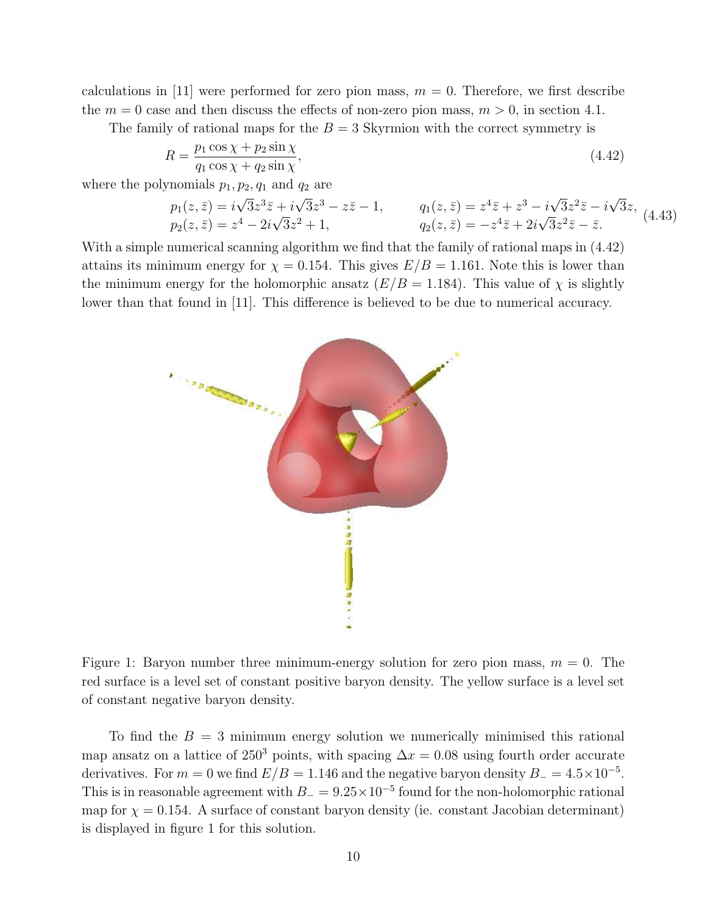calculations in [11] were performed for zero pion mass, $m = 0$. Therefore, we first describe the $m = 0$ case and then discuss the effects of non-zero pion mass, $m > 0$, in section 4.1.

The family of rational maps for the $B = 3$ Skyrmion with the correct symmetry is

$$R = \frac{p_1 \cos\chi + p_2 \sin\chi}{q_1 \cos\chi + q_2 \sin\chi}, \tag{4.42}$$

where the polynomials $p_1, p_2, q_1$ and $q_2$ are

$$\begin{aligned} p_1(z,\bar{z}) &= i\sqrt{3}z^3\bar{z} + i\sqrt{3}z^3 - z\bar{z} - 1, \qquad & q_1(z,\bar{z}) &= z^4\bar{z} + z^3 - i\sqrt{3}z^2\bar{z} - i\sqrt{3}z, \\ p_2(z,\bar{z}) &= z^4 - 2i\sqrt{3}z^2 + 1, & q_2(z,\bar{z}) &= -z^4\bar{z} + 2i\sqrt{3}z^2\bar{z} - \bar{z}. \end{aligned} \tag{4.43}$$

With a simple numerical scanning algorithm we find that the family of rational maps in (4.42) attains its minimum energy for $\chi = 0.154$. This gives $E/B = 1.161$. Note this is lower than the minimum energy for the holomorphic ansatz ($E/B = 1.184$). This value of $\chi$ is slightly lower than that found in [11]. This difference is believed to be due to numerical accuracy.

Figure 1: Baryon number three minimum-energy solution for zero pion mass, $m = 0$. The red surface is a level set of constant positive baryon density. The yellow surface is a level set of constant negative baryon density.

To find the $B = 3$ minimum energy solution we numerically minimised this rational map ansatz on a lattice of $250^3$ points, with spacing $\Delta x = 0.08$ using fourth order accurate derivatives. For $m = 0$ we find $E/B = 1.146$ and the negative baryon density $B_- = 4.5\times10^{-5}$. This is in reasonable agreement with $B_- = 9.25\times10^{-5}$ found for the non-holomorphic rational map for $\chi = 0.154$. A surface of constant baryon density (ie. constant Jacobian determinant) is displayed in figure 1 for this solution.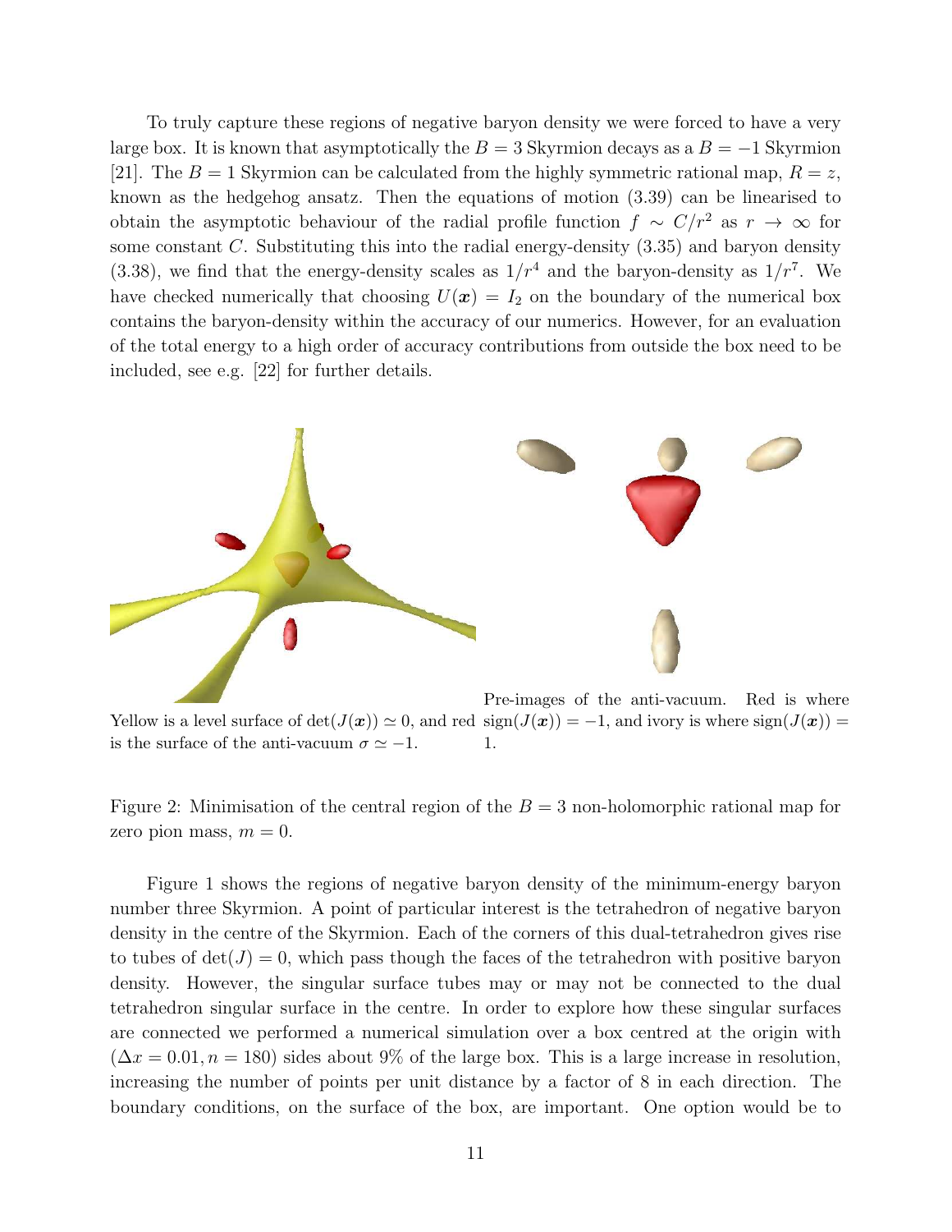To truly capture these regions of negative baryon density we were forced to have a very large box. It is known that asymptotically the $B = 3$ Skyrmion decays as a $B = -1$ Skyrmion [21]. The $B = 1$ Skyrmion can be calculated from the highly symmetric rational map, $R = z$, known as the hedgehog ansatz. Then the equations of motion (3.39) can be linearised to obtain the asymptotic behaviour of the radial profile function $f \sim C/r^2$ as $r \to \infty$ for some constant $C$. Substituting this into the radial energy-density (3.35) and baryon density (3.38), we find that the energy-density scales as $1/r^4$ and the baryon-density as $1/r^7$. We have checked numerically that choosing $U(\boldsymbol{x}) = I_2$ on the boundary of the numerical box contains the baryon-density within the accuracy of our numerics. However, for an evaluation of the total energy to a high order of accuracy contributions from outside the box need to be included, see e.g. [22] for further details.

Yellow is a level surface of $\det(J(\boldsymbol{x})) \simeq 0$, and red is the surface of the anti-vacuum $\sigma \simeq -1$.

Pre-images of the anti-vacuum. Red is where $\text{sign}(J(\boldsymbol{x})) = -1$, and ivory is where $\text{sign}(J(\boldsymbol{x})) = 1$.

Figure 2: Minimisation of the central region of the $B = 3$ non-holomorphic rational map for zero pion mass, $m = 0$.

Figure 1 shows the regions of negative baryon density of the minimum-energy baryon number three Skyrmion. A point of particular interest is the tetrahedron of negative baryon density in the centre of the Skyrmion. Each of the corners of this dual-tetrahedron gives rise to tubes of $\det(J) = 0$, which pass though the faces of the tetrahedron with positive baryon density. However, the singular surface tubes may or may not be connected to the dual tetrahedron singular surface in the centre. In order to explore how these singular surfaces are connected we performed a numerical simulation over a box centred at the origin with $(\Delta x = 0.01, n = 180)$ sides about 9% of the large box. This is a large increase in resolution, increasing the number of points per unit distance by a factor of 8 in each direction. The boundary conditions, on the surface of the box, are important. One option would be to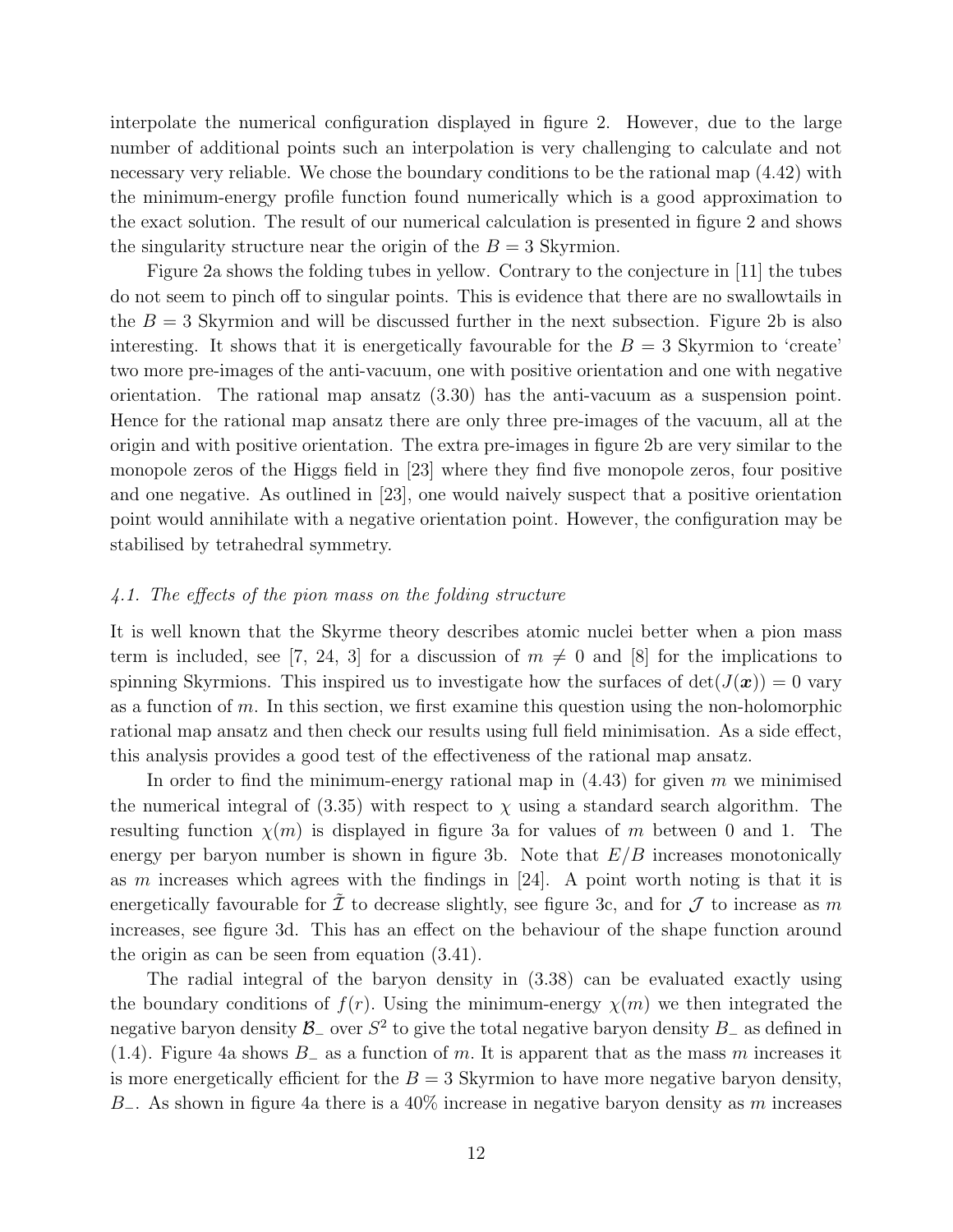interpolate the numerical configuration displayed in figure 2. However, due to the large number of additional points such an interpolation is very challenging to calculate and not necessary very reliable. We chose the boundary conditions to be the rational map (4.42) with the minimum-energy profile function found numerically which is a good approximation to the exact solution. The result of our numerical calculation is presented in figure 2 and shows the singularity structure near the origin of the $B = 3$ Skyrmion.

Figure 2a shows the folding tubes in yellow. Contrary to the conjecture in [11] the tubes do not seem to pinch off to singular points. This is evidence that there are no swallowtails in the $B = 3$ Skyrmion and will be discussed further in the next subsection. Figure 2b is also interesting. It shows that it is energetically favourable for the $B = 3$ Skyrmion to 'create' two more pre-images of the anti-vacuum, one with positive orientation and one with negative orientation. The rational map ansatz (3.30) has the anti-vacuum as a suspension point. Hence for the rational map ansatz there are only three pre-images of the vacuum, all at the origin and with positive orientation. The extra pre-images in figure 2b are very similar to the monopole zeros of the Higgs field in [23] where they find five monopole zeros, four positive and one negative. As outlined in [23], one would naively suspect that a positive orientation point would annihilate with a negative orientation point. However, the configuration may be stabilised by tetrahedral symmetry.

### *4.1. The effects of the pion mass on the folding structure*

It is well known that the Skyrme theory describes atomic nuclei better when a pion mass term is included, see [7, 24, 3] for a discussion of $m \neq 0$ and [8] for the implications to spinning Skyrmions. This inspired us to investigate how the surfaces of $\det(J(\boldsymbol{x})) = 0$ vary as a function of $m$. In this section, we first examine this question using the non-holomorphic rational map ansatz and then check our results using full field minimisation. As a side effect, this analysis provides a good test of the effectiveness of the rational map ansatz.

In order to find the minimum-energy rational map in (4.43) for given $m$ we minimised the numerical integral of (3.35) with respect to $\chi$ using a standard search algorithm. The resulting function $\chi(m)$ is displayed in figure 3a for values of $m$ between 0 and 1. The energy per baryon number is shown in figure 3b. Note that $E/B$ increases monotonically as $m$ increases which agrees with the findings in [24]. A point worth noting is that it is energetically favourable for $\tilde{\mathcal{I}}$ to decrease slightly, see figure 3c, and for $\mathcal{J}$ to increase as $m$ increases, see figure 3d. This has an effect on the behaviour of the shape function around the origin as can be seen from equation (3.41).

The radial integral of the baryon density in (3.38) can be evaluated exactly using the boundary conditions of $f(r)$. Using the minimum-energy $\chi(m)$ we then integrated the negative baryon density $\mathcal{B}_-$ over $S^2$ to give the total negative baryon density $B_-$ as defined in (1.4). Figure 4a shows $B_-$ as a function of $m$. It is apparent that as the mass $m$ increases it is more energetically efficient for the $B = 3$ Skyrmion to have more negative baryon density, $B_-$. As shown in figure 4a there is a 40% increase in negative baryon density as $m$ increases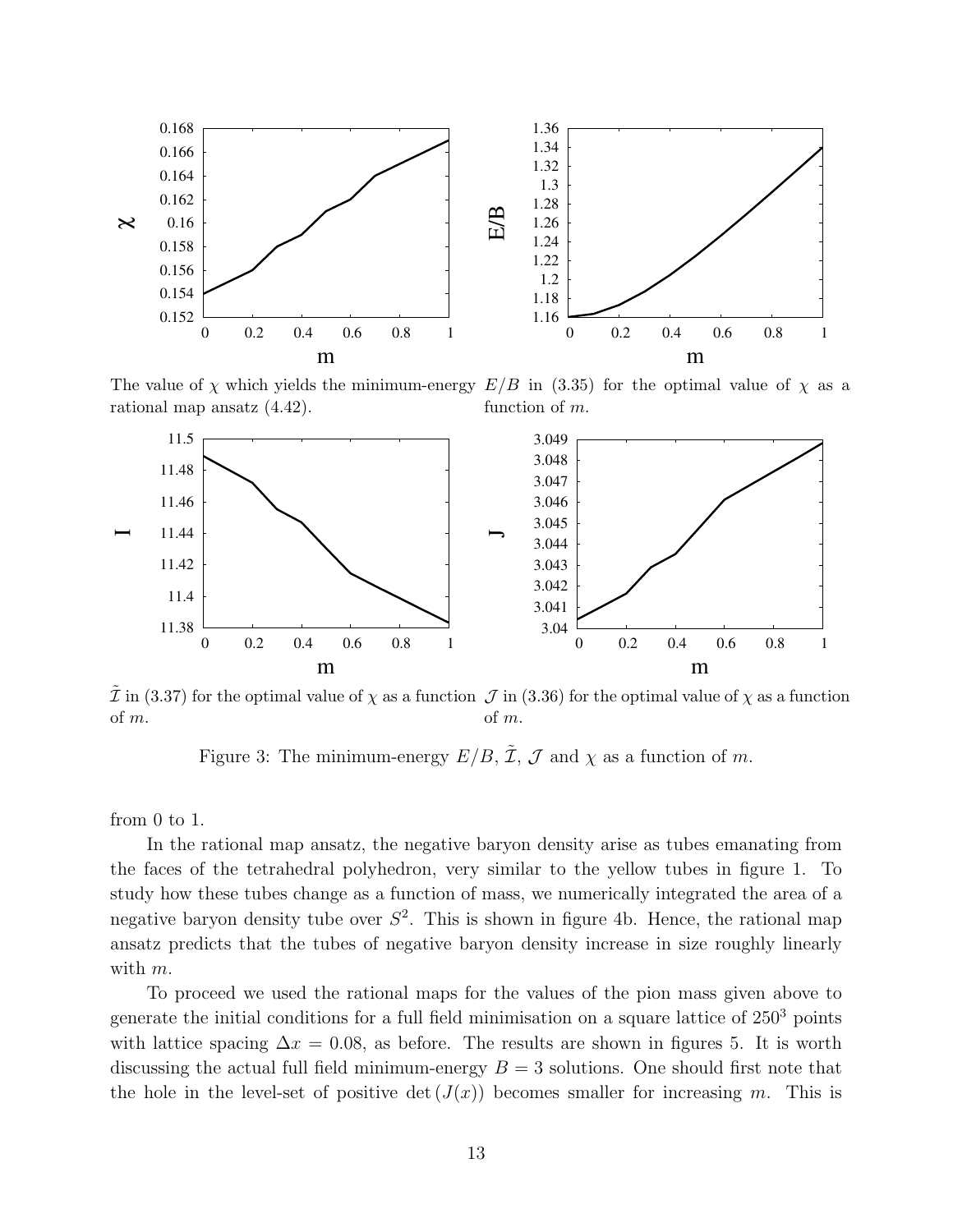The value of $\chi$ which yields the minimum-energy rational map ansatz (4.42).

$E/B$ in (3.35) for the optimal value of $\chi$ as a function of $m$.

$\tilde{\mathcal{I}}$ in (3.37) for the optimal value of $\chi$ as a function of $m$.

$\mathcal{J}$ in (3.36) for the optimal value of $\chi$ as a function of $m$.

Figure 3: The minimum-energy $E/B$, $\tilde{\mathcal{I}}$, $\mathcal{J}$ and $\chi$ as a function of $m$.

from 0 to 1.

In the rational map ansatz, the negative baryon density arise as tubes emanating from the faces of the tetrahedral polyhedron, very similar to the yellow tubes in figure 1. To study how these tubes change as a function of mass, we numerically integrated the area of a negative baryon density tube over $S^2$. This is shown in figure 4b. Hence, the rational map ansatz predicts that the tubes of negative baryon density increase in size roughly linearly with $m$.

To proceed we used the rational maps for the values of the pion mass given above to generate the initial conditions for a full field minimisation on a square lattice of $250^3$ points with lattice spacing $\Delta x = 0.08$, as before. The results are shown in figures 5. It is worth discussing the actual full field minimum-energy $B = 3$ solutions. One should first note that the hole in the level-set of positive $\det(J(x))$ becomes smaller for increasing $m$. This is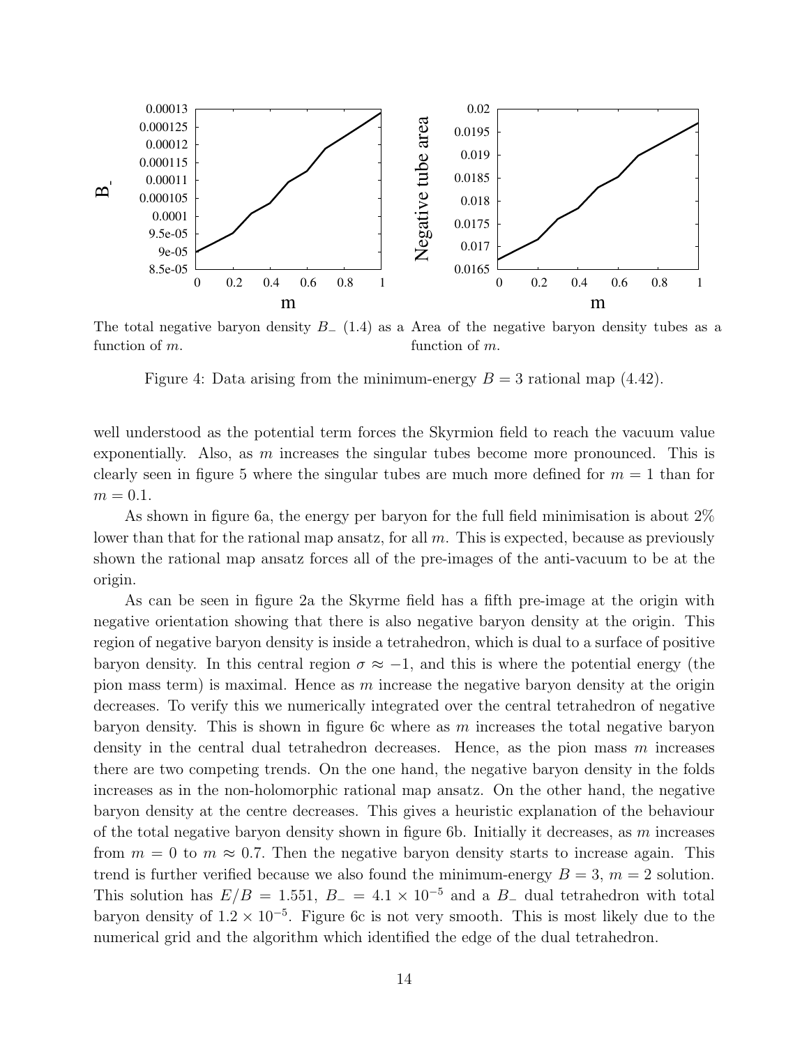The total negative baryon density $B_-$ (1.4) as a function of $m$.

Area of the negative baryon density tubes as a function of $m$.

Figure 4: Data arising from the minimum-energy $B = 3$ rational map (4.42).

well understood as the potential term forces the Skyrmion field to reach the vacuum value exponentially. Also, as $m$ increases the singular tubes become more pronounced. This is clearly seen in figure 5 where the singular tubes are much more defined for $m = 1$ than for $m = 0.1$.

As shown in figure 6a, the energy per baryon for the full field minimisation is about 2% lower than that for the rational map ansatz, for all $m$. This is expected, because as previously shown the rational map ansatz forces all of the pre-images of the anti-vacuum to be at the origin.

As can be seen in figure 2a the Skyrme field has a fifth pre-image at the origin with negative orientation showing that there is also negative baryon density at the origin. This region of negative baryon density is inside a tetrahedron, which is dual to a surface of positive baryon density. In this central region $\sigma \approx -1$, and this is where the potential energy (the pion mass term) is maximal. Hence as $m$ increase the negative baryon density at the origin decreases. To verify this we numerically integrated over the central tetrahedron of negative baryon density. This is shown in figure 6c where as $m$ increases the total negative baryon density in the central dual tetrahedron decreases. Hence, as the pion mass $m$ increases there are two competing trends. On the one hand, the negative baryon density in the folds increases as in the non-holomorphic rational map ansatz. On the other hand, the negative baryon density at the centre decreases. This gives a heuristic explanation of the behaviour of the total negative baryon density shown in figure 6b. Initially it decreases, as $m$ increases from $m = 0$ to $m \approx 0.7$. Then the negative baryon density starts to increase again. This trend is further verified because we also found the minimum-energy $B = 3$, $m = 2$ solution. This solution has $E/B = 1.551$, $B_- = 4.1 \times 10^{-5}$ and a $B_-$ dual tetrahedron with total baryon density of $1.2 \times 10^{-5}$. Figure 6c is not very smooth. This is most likely due to the numerical grid and the algorithm which identified the edge of the dual tetrahedron.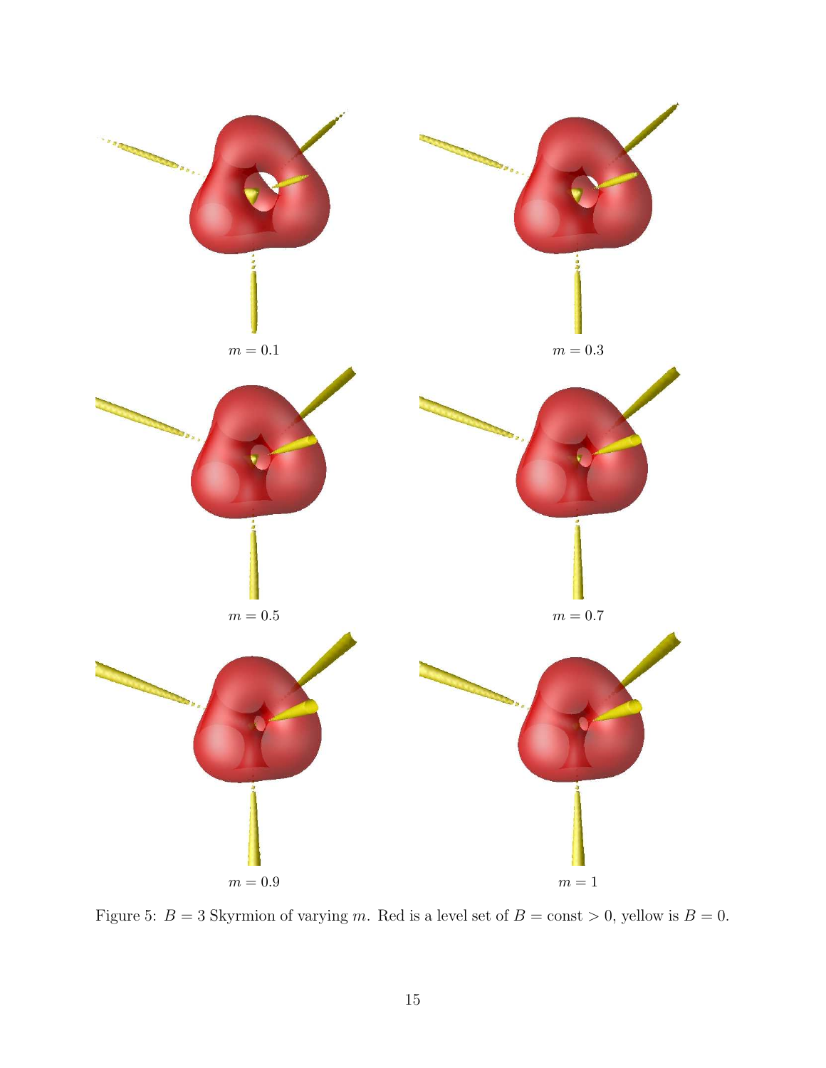$m = 0.1$

$m = 0.3$

$m = 0.5$

$m = 0.7$

$m = 0.9$

$m = 1$

Figure 5: $B = 3$ Skyrmion of varying $m$. Red is a level set of $\mathcal{B} = \text{const} > 0$, yellow is $\mathcal{B} = 0$.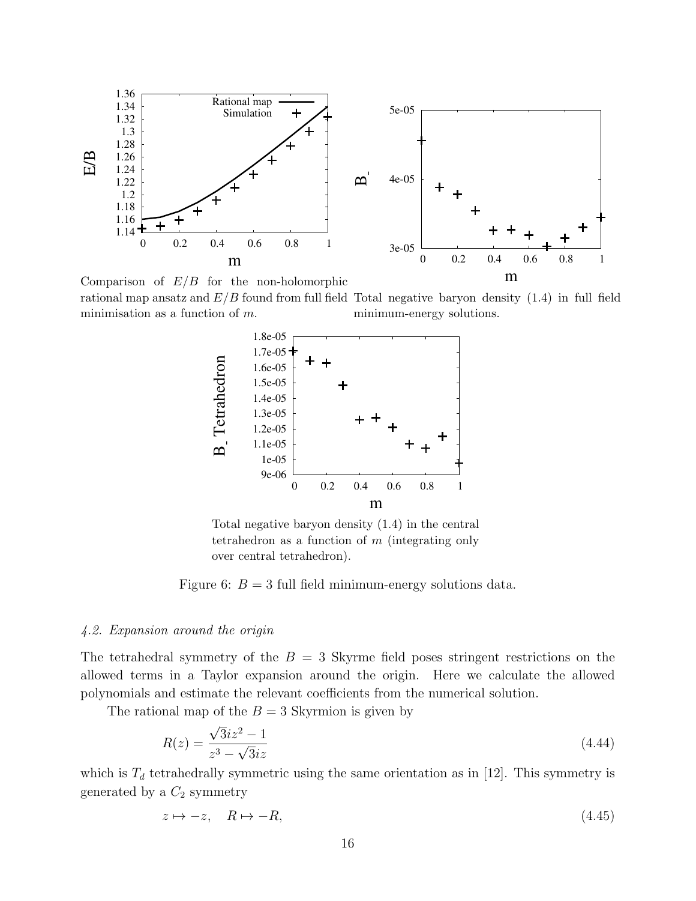Comparison of $E/B$ for the non-holomorphic rational map ansatz and $E/B$ found from full field minimisation as a function of $m$.

Total negative baryon density (1.4) in full field minimum-energy solutions.

Total negative baryon density (1.4) in the central tetrahedron as a function of $m$ (integrating only over central tetrahedron).

Figure 6: $B = 3$ full field minimum-energy solutions data.

### *4.2. Expansion around the origin*

The tetrahedral symmetry of the $B = 3$ Skyrme field poses stringent restrictions on the allowed terms in a Taylor expansion around the origin. Here we calculate the allowed polynomials and estimate the relevant coefficients from the numerical solution.

The rational map of the $B = 3$ Skyrmion is given by

$$R(z) = \frac{\sqrt{3}iz^2 - 1}{z^3 - \sqrt{3}iz} \tag{4.44}$$

which is $T_d$ tetrahedrally symmetric using the same orientation as in [12]. This symmetry is generated by a $C_2$ symmetry

$$z \mapsto -z, \quad R \mapsto -R, \tag{4.45}$$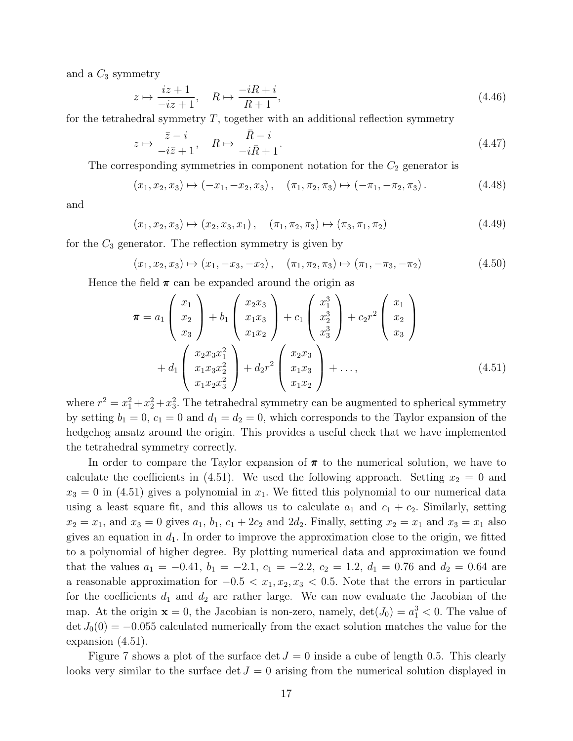and a $C_3$ symmetry

$$z \mapsto \frac{iz+1}{-iz+1}, \quad R \mapsto \frac{-iR+i}{R+1}, \tag{4.46}$$

for the tetrahedral symmetry $T$, together with an additional reflection symmetry

$$z \mapsto \frac{\bar{z}-i}{-i\bar{z}+1}, \quad R \mapsto \frac{\bar{R}-i}{-i\bar{R}+1}. \tag{4.47}$$

The corresponding symmetries in component notation for the $C_2$ generator is

$$(x_1, x_2, x_3) \mapsto (-x_1, -x_2, x_3), \quad (\pi_1, \pi_2, \pi_3) \mapsto (-\pi_1, -\pi_2, \pi_3). \tag{4.48}$$

and

$$(x_1, x_2, x_3) \mapsto (x_2, x_3, x_1), \quad (\pi_1, \pi_2, \pi_3) \mapsto (\pi_3, \pi_1, \pi_2) \tag{4.49}$$

for the $C_3$ generator. The reflection symmetry is given by

$$(x_1, x_2, x_3) \mapsto (x_1, -x_3, -x_2), \quad (\pi_1, \pi_2, \pi_3) \mapsto (\pi_1, -\pi_3, -\pi_2) \tag{4.50}$$

Hence the field $\boldsymbol{\pi}$ can be expanded around the origin as

$$\begin{aligned}\boldsymbol{\pi} = a_1 \begin{pmatrix} x_1 \\ x_2 \\ x_3 \end{pmatrix} + b_1 \begin{pmatrix} x_2 x_3 \\ x_1 x_3 \\ x_1 x_2 \end{pmatrix} + c_1 \begin{pmatrix} x_1^3 \\ x_2^3 \\ x_3^3 \end{pmatrix} + c_2 r^2 \begin{pmatrix} x_1 \\ x_2 \\ x_3 \end{pmatrix} \\ + d_1 \begin{pmatrix} x_2 x_3 x_1^2 \\ x_1 x_3 x_2^2 \\ x_1 x_2 x_3^2 \end{pmatrix} + d_2 r^2 \begin{pmatrix} x_2 x_3 \\ x_1 x_3 \\ x_1 x_2 \end{pmatrix} + \ldots, \end{aligned} \tag{4.51}$$

where $r^2 = x_1^2 + x_2^2 + x_3^2$. The tetrahedral symmetry can be augmented to spherical symmetry by setting $b_1 = 0$, $c_1 = 0$ and $d_1 = d_2 = 0$, which corresponds to the Taylor expansion of the hedgehog ansatz around the origin. This provides a useful check that we have implemented the tetrahedral symmetry correctly.

In order to compare the Taylor expansion of $\boldsymbol{\pi}$ to the numerical solution, we have to calculate the coefficients in (4.51). We used the following approach. Setting $x_2 = 0$ and $x_3 = 0$ in (4.51) gives a polynomial in $x_1$. We fitted this polynomial to our numerical data using a least square fit, and this allows us to calculate $a_1$ and $c_1 + c_2$. Similarly, setting $x_2 = x_1$, and $x_3 = 0$ gives $a_1$, $b_1$, $c_1 + 2c_2$ and $2d_2$. Finally, setting $x_2 = x_1$ and $x_3 = x_1$ also gives an equation in $d_1$. In order to improve the approximation close to the origin, we fitted to a polynomial of higher degree. By plotting numerical data and approximation we found that the values $a_1 = -0.41$, $b_1 = -2.1$, $c_1 = -2.2$, $c_2 = 1.2$, $d_1 = 0.76$ and $d_2 = 0.64$ are a reasonable approximation for $-0.5 < x_1, x_2, x_3 < 0.5$. Note that the errors in particular for the coefficients $d_1$ and $d_2$ are rather large. We can now evaluate the Jacobian of the map. At the origin $\mathbf{x} = 0$, the Jacobian is non-zero, namely, $\det(J_0) = a_1^3 < 0$. The value of $\det J_0(0) = -0.055$ calculated numerically from the exact solution matches the value for the expansion (4.51).

Figure 7 shows a plot of the surface $\det J = 0$ inside a cube of length 0.5. This clearly looks very similar to the surface $\det J = 0$ arising from the numerical solution displayed in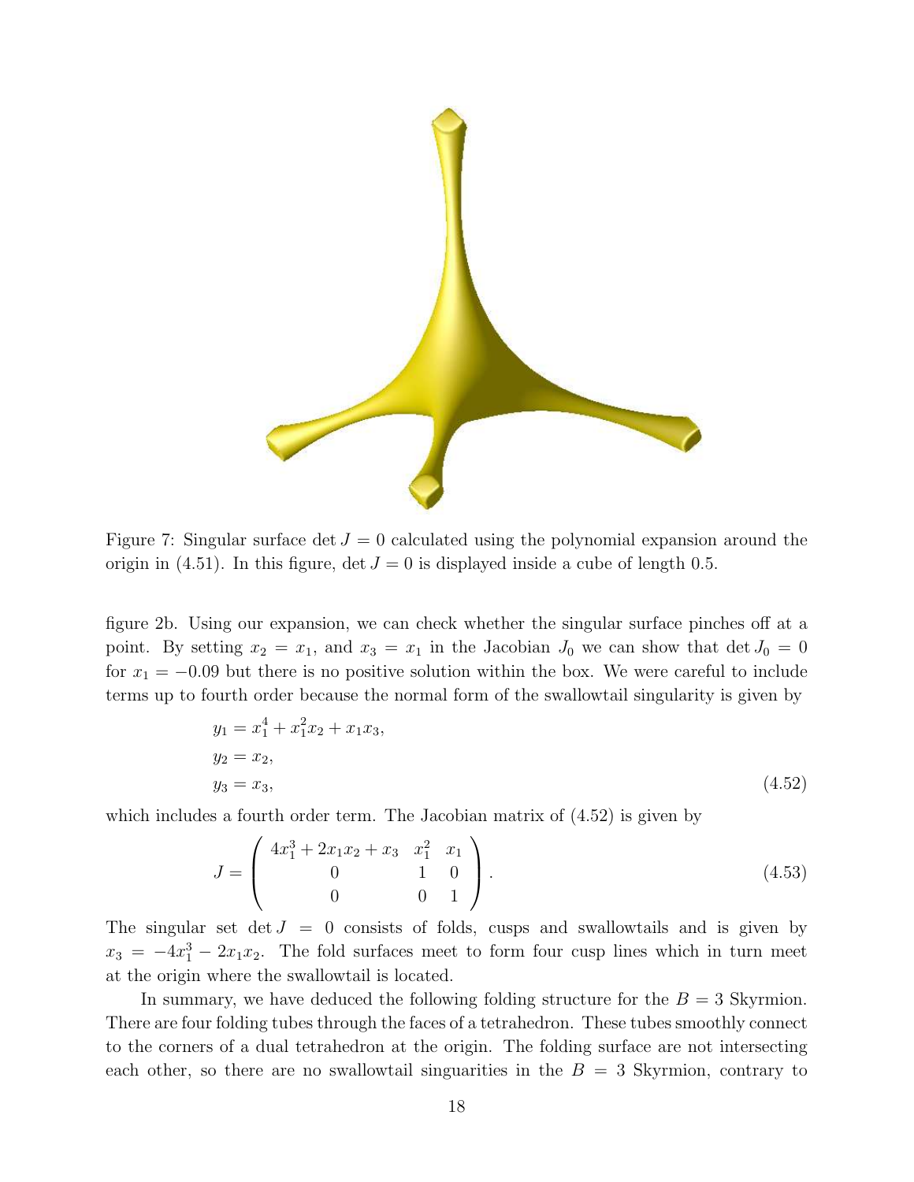Figure 7: Singular surface $\det J = 0$ calculated using the polynomial expansion around the origin in (4.51). In this figure, $\det J = 0$ is displayed inside a cube of length 0.5.

figure 2b. Using our expansion, we can check whether the singular surface pinches off at a point. By setting $x_2 = x_1$, and $x_3 = x_1$ in the Jacobian $J_0$ we can show that $\det J_0 = 0$ for $x_1 = -0.09$ but there is no positive solution within the box. We were careful to include terms up to fourth order because the normal form of the swallowtail singularity is given by

$$
\begin{aligned}
y_1 &= x_1^4 + x_1^2 x_2 + x_1 x_3, \\
y_2 &= x_2, \\
y_3 &= x_3,
\end{aligned}
\tag{4.52}
$$

which includes a fourth order term. The Jacobian matrix of (4.52) is given by

$$
J = \begin{pmatrix} 4x_1^3 + 2x_1 x_2 + x_3 & x_1^2 & x_1 \\ 0 & 1 & 0 \\ 0 & 0 & 1 \end{pmatrix}. \tag{4.53}
$$

The singular set $\det J = 0$ consists of folds, cusps and swallowtails and is given by $x_3 = -4x_1^3 - 2x_1 x_2$. The fold surfaces meet to form four cusp lines which in turn meet at the origin where the swallowtail is located.

In summary, we have deduced the following folding structure for the $B = 3$ Skyrmion. There are four folding tubes through the faces of a tetrahedron. These tubes smoothly connect to the corners of a dual tetrahedron at the origin. The folding surface are not intersecting each other, so there are no swallowtail singuarities in the $B = 3$ Skyrmion, contrary to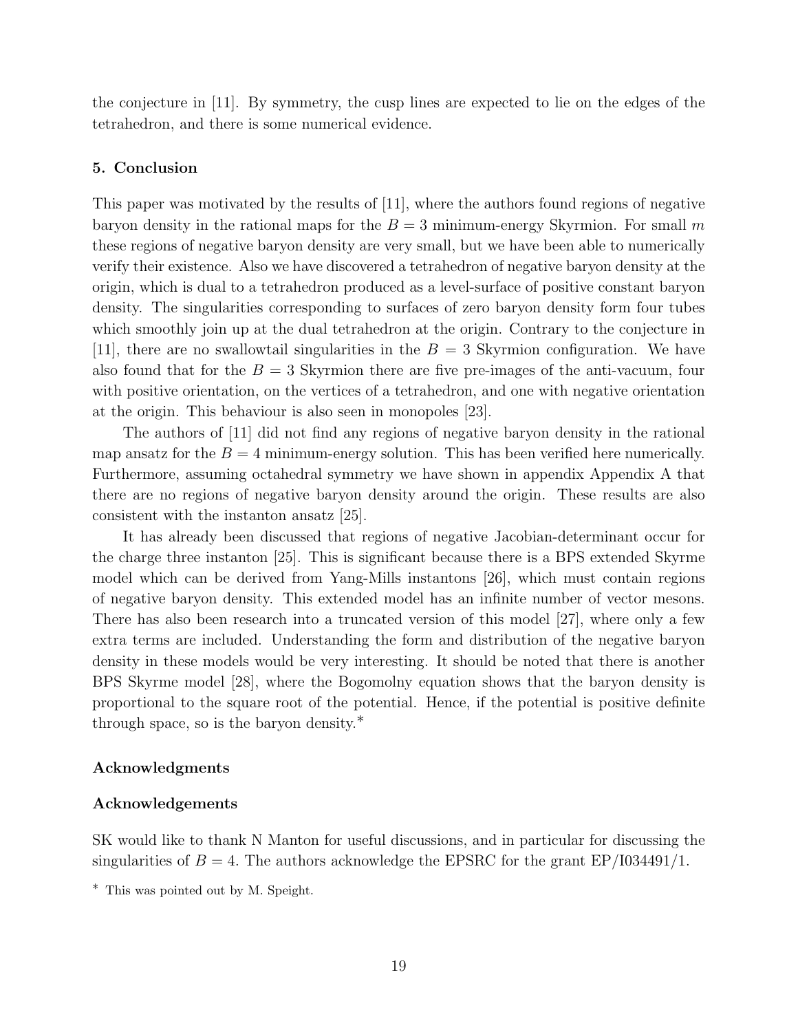the conjecture in [11]. By symmetry, the cusp lines are expected to lie on the edges of the tetrahedron, and there is some numerical evidence.

### 5. Conclusion

This paper was motivated by the results of [11], where the authors found regions of negative baryon density in the rational maps for the $B = 3$ minimum-energy Skyrmion. For small $m$ these regions of negative baryon density are very small, but we have been able to numerically verify their existence. Also we have discovered a tetrahedron of negative baryon density at the origin, which is dual to a tetrahedron produced as a level-surface of positive constant baryon density. The singularities corresponding to surfaces of zero baryon density form four tubes which smoothly join up at the dual tetrahedron at the origin. Contrary to the conjecture in [11], there are no swallowtail singularities in the $B = 3$ Skyrmion configuration. We have also found that for the $B = 3$ Skyrmion there are five pre-images of the anti-vacuum, four with positive orientation, on the vertices of a tetrahedron, and one with negative orientation at the origin. This behaviour is also seen in monopoles [23].

The authors of [11] did not find any regions of negative baryon density in the rational map ansatz for the $B = 4$ minimum-energy solution. This has been verified here numerically. Furthermore, assuming octahedral symmetry we have shown in appendix Appendix A that there are no regions of negative baryon density around the origin. These results are also consistent with the instanton ansatz [25].

It has already been discussed that regions of negative Jacobian-determinant occur for the charge three instanton [25]. This is significant because there is a BPS extended Skyrme model which can be derived from Yang-Mills instantons [26], which must contain regions of negative baryon density. This extended model has an infinite number of vector mesons. There has also been research into a truncated version of this model [27], where only a few extra terms are included. Understanding the form and distribution of the negative baryon density in these models would be very interesting. It should be noted that there is another BPS Skyrme model [28], where the Bogomolny equation shows that the baryon density is proportional to the square root of the potential. Hence, if the potential is positive definite through space, so is the baryon density.*

### Acknowledgments

### Acknowledgements

SK would like to thank N Manton for useful discussions, and in particular for discussing the singularities of $B = 4$. The authors acknowledge the EPSRC for the grant EP/I034491/1.

* This was pointed out by M. Speight.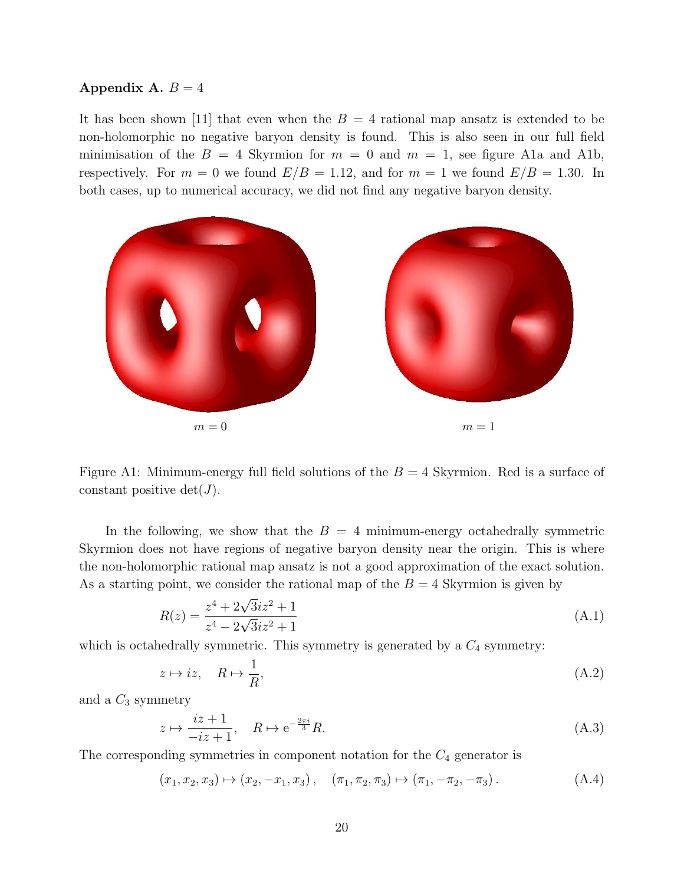## Appendix A. $B = 4$

It has been shown [11] that even when the $B = 4$ rational map ansatz is extended to be non-holomorphic no negative baryon density is found. This is also seen in our full field minimisation of the $B = 4$ Skyrmion for $m = 0$ and $m = 1$, see figure A1a and A1b, respectively. For $m = 0$ we found $E/B = 1.12$, and for $m = 1$ we found $E/B = 1.30$. In both cases, up to numerical accuracy, we did not find any negative baryon density.

$m = 0$ $\qquad\qquad\qquad\qquad$ $m = 1$

Figure A1: Minimum-energy full field solutions of the $B = 4$ Skyrmion. Red is a surface of constant positive $\det(J)$.

In the following, we show that the $B = 4$ minimum-energy octahedrally symmetric Skyrmion does not have regions of negative baryon density near the origin. This is where the non-holomorphic rational map ansatz is not a good approximation of the exact solution. As a starting point, we consider the rational map of the $B = 4$ Skyrmion is given by

$$R(z) = \frac{z^4 + 2\sqrt{3}iz^2 + 1}{z^4 - 2\sqrt{3}iz^2 + 1} \tag{A.1}$$

which is octahedrally symmetric. This symmetry is generated by a $C_4$ symmetry:

$$z \mapsto iz, \quad R \mapsto \frac{1}{R}, \tag{A.2}$$

and a $C_3$ symmetry

$$z \mapsto \frac{iz + 1}{-iz + 1}, \quad R \mapsto e^{-\frac{2\pi i}{3}} R. \tag{A.3}$$

The corresponding symmetries in component notation for the $C_4$ generator is

$$(x_1, x_2, x_3) \mapsto (x_2, -x_1, x_3), \quad (\pi_1, \pi_2, \pi_3) \mapsto (\pi_1, -\pi_2, -\pi_3). \tag{A.4}$$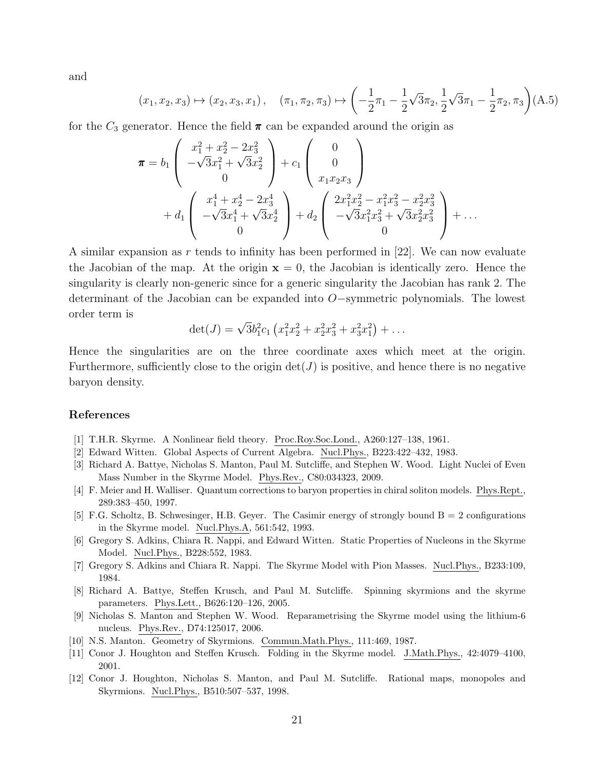and

$$(x_1, x_2, x_3) \mapsto (x_2, x_3, x_1)\,, \quad (\pi_1, \pi_2, \pi_3) \mapsto \left(-\frac{1}{2}\pi_1 - \frac{1}{2}\sqrt{3}\pi_2, \frac{1}{2}\sqrt{3}\pi_1 - \frac{1}{2}\pi_2, \pi_3\right) \tag{A.5}$$

for the $C_3$ generator. Hence the field $\boldsymbol{\pi}$ can be expanded around the origin as

$$\begin{aligned}
\boldsymbol{\pi} = {} & b_1 \begin{pmatrix} x_1^2 + x_2^2 - 2x_3^2 \\ -\sqrt{3}x_1^2 + \sqrt{3}x_2^2 \\ 0 \end{pmatrix} + c_1 \begin{pmatrix} 0 \\ 0 \\ x_1 x_2 x_3 \end{pmatrix} \\
& + d_1 \begin{pmatrix} x_1^4 + x_2^4 - 2x_3^4 \\ -\sqrt{3}x_1^4 + \sqrt{3}x_2^4 \\ 0 \end{pmatrix} + d_2 \begin{pmatrix} 2x_1^2x_2^2 - x_1^2x_3^2 - x_2^2x_3^2 \\ -\sqrt{3}x_1^2x_3^2 + \sqrt{3}x_2^2x_3^2 \\ 0 \end{pmatrix} + \ldots
\end{aligned}$$

A similar expansion as $r$ tends to infinity has been performed in [22]. We can now evaluate the Jacobian of the map. At the origin $\mathbf{x} = 0$, the Jacobian is identically zero. Hence the singularity is clearly non-generic since for a generic singularity the Jacobian has rank 2. The determinant of the Jacobian can be expanded into $O-$symmetric polynomials. The lowest order term is

$$\det(J) = \sqrt{3}b_1^2 c_1 \left(x_1^2x_2^2 + x_2^2x_3^2 + x_3^2x_1^2\right) + \ldots$$

Hence the singularities are on the three coordinate axes which meet at the origin. Furthermore, sufficiently close to the origin $\det(J)$ is positive, and hence there is no negative baryon density.

## References

[1] T.H.R. Skyrme. A Nonlinear field theory. Proc.Roy.Soc.Lond., A260:127–138, 1961.

[2] Edward Witten. Global Aspects of Current Algebra. Nucl.Phys., B223:422–432, 1983.

[3] Richard A. Battye, Nicholas S. Manton, Paul M. Sutcliffe, and Stephen W. Wood. Light Nuclei of Even Mass Number in the Skyrme Model. Phys.Rev., C80:034323, 2009.

[4] F. Meier and H. Walliser. Quantum corrections to baryon properties in chiral soliton models. Phys.Rept., 289:383–450, 1997.

[5] F.G. Scholtz, B. Schwesinger, H.B. Geyer. The Casimir energy of strongly bound B = 2 configurations in the Skyrme model. Nucl.Phys.A, 561:542, 1993.

[6] Gregory S. Adkins, Chiara R. Nappi, and Edward Witten. Static Properties of Nucleons in the Skyrme Model. Nucl.Phys., B228:552, 1983.

[7] Gregory S. Adkins and Chiara R. Nappi. The Skyrme Model with Pion Masses. Nucl.Phys., B233:109, 1984.

[8] Richard A. Battye, Steffen Krusch, and Paul M. Sutcliffe. Spinning skyrmions and the skyrme parameters. Phys.Lett., B626:120–126, 2005.

[9] Nicholas S. Manton and Stephen W. Wood. Reparametrising the Skyrme model using the lithium-6 nucleus. Phys.Rev., D74:125017, 2006.

[10] N.S. Manton. Geometry of Skyrmions. Commun.Math.Phys., 111:469, 1987.

[11] Conor J. Houghton and Steffen Krusch. Folding in the Skyrme model. J.Math.Phys., 42:4079–4100, 2001.

[12] Conor J. Houghton, Nicholas S. Manton, and Paul M. Sutcliffe. Rational maps, monopoles and Skyrmions. Nucl.Phys., B510:507–537, 1998.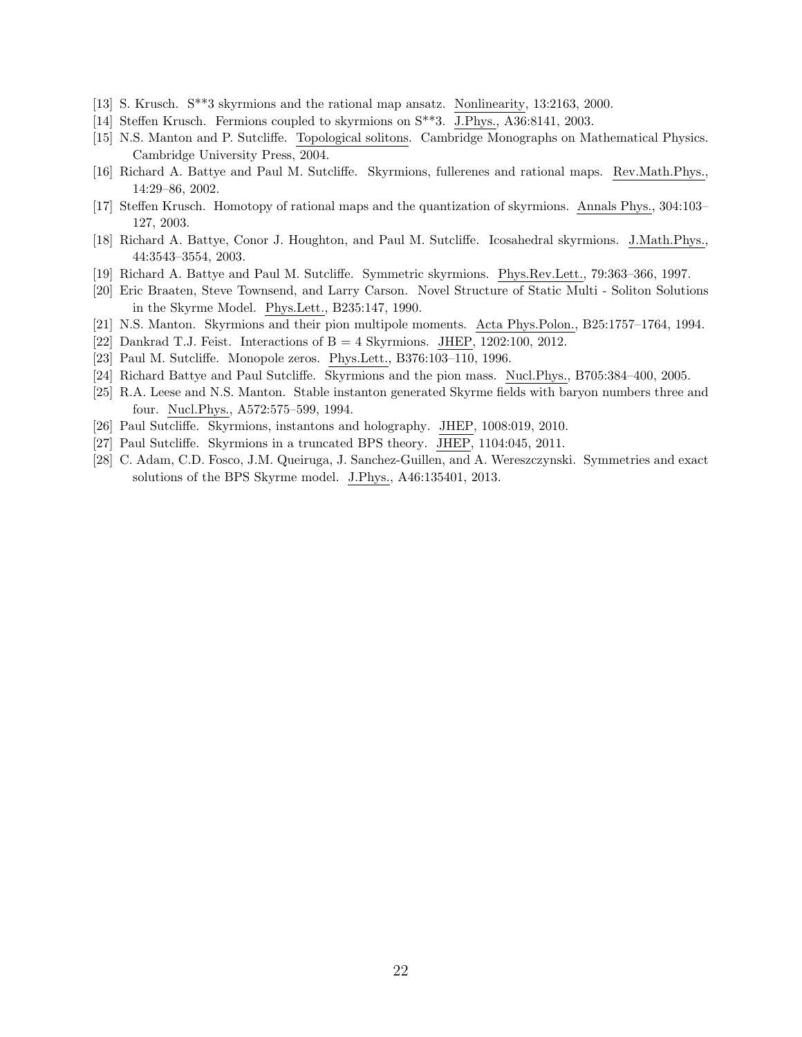[13] S. Krusch. S**3 skyrmions and the rational map ansatz. Nonlinearity, 13:2163, 2000.

[14] Steffen Krusch. Fermions coupled to skyrmions on S**3. J.Phys., A36:8141, 2003.

[15] N.S. Manton and P. Sutcliffe. Topological solitons. Cambridge Monographs on Mathematical Physics. Cambridge University Press, 2004.

[16] Richard A. Battye and Paul M. Sutcliffe. Skyrmions, fullerenes and rational maps. Rev.Math.Phys., 14:29–86, 2002.

[17] Steffen Krusch. Homotopy of rational maps and the quantization of skyrmions. Annals Phys., 304:103–127, 2003.

[18] Richard A. Battye, Conor J. Houghton, and Paul M. Sutcliffe. Icosahedral skyrmions. J.Math.Phys., 44:3543–3554, 2003.

[19] Richard A. Battye and Paul M. Sutcliffe. Symmetric skyrmions. Phys.Rev.Lett., 79:363–366, 1997.

[20] Eric Braaten, Steve Townsend, and Larry Carson. Novel Structure of Static Multi - Soliton Solutions in the Skyrme Model. Phys.Lett., B235:147, 1990.

[21] N.S. Manton. Skyrmions and their pion multipole moments. Acta Phys.Polon., B25:1757–1764, 1994.

[22] Dankrad T.J. Feist. Interactions of B = 4 Skyrmions. JHEP, 1202:100, 2012.

[23] Paul M. Sutcliffe. Monopole zeros. Phys.Lett., B376:103–110, 1996.

[24] Richard Battye and Paul Sutcliffe. Skyrmions and the pion mass. Nucl.Phys., B705:384–400, 2005.

[25] R.A. Leese and N.S. Manton. Stable instanton generated Skyrme fields with baryon numbers three and four. Nucl.Phys., A572:575–599, 1994.

[26] Paul Sutcliffe. Skyrmions, instantons and holography. JHEP, 1008:019, 2010.

[27] Paul Sutcliffe. Skyrmions in a truncated BPS theory. JHEP, 1104:045, 2011.

[28] C. Adam, C.D. Fosco, J.M. Queiruga, J. Sanchez-Guillen, and A. Wereszczynski. Symmetries and exact solutions of the BPS Skyrme model. J.Phys., A46:135401, 2013.